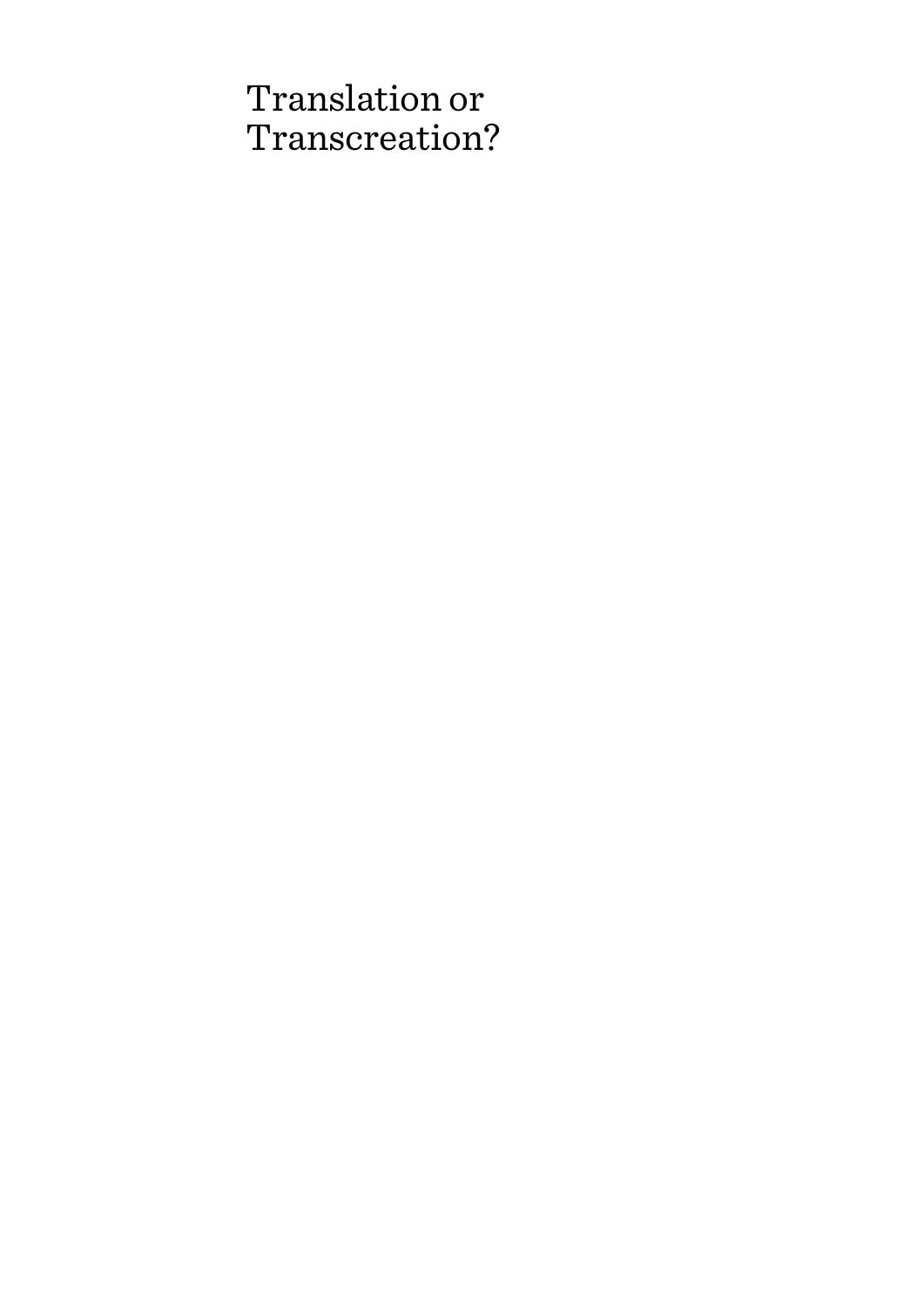# Translation or Transcreation?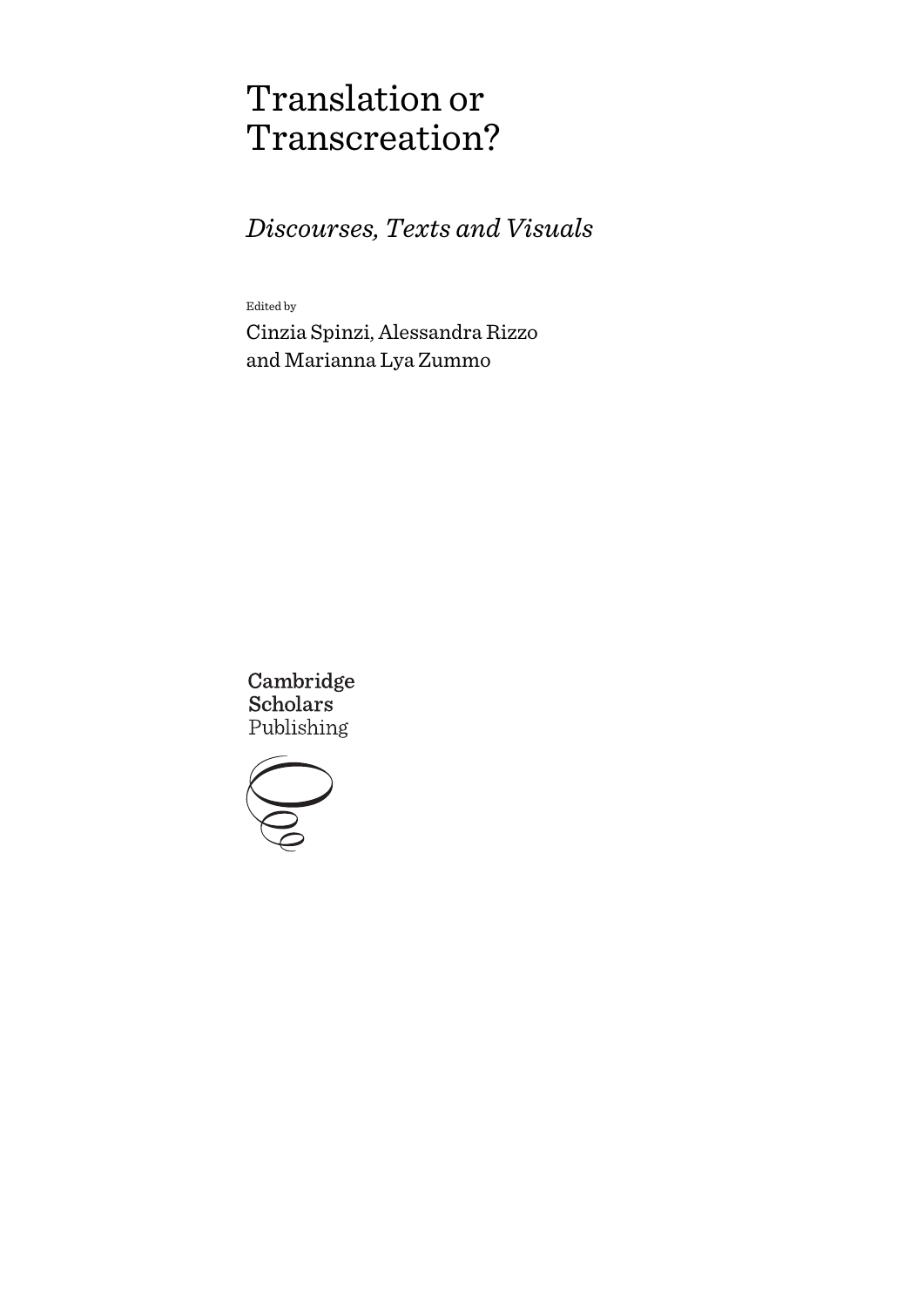# Translation or Transcreation?

## *Discourses, Texts and Visuals*

Edited by

Cinzia Spinzi, Alessandra Rizzo and Marianna Lya Zummo

Cambridge Scholars Publishing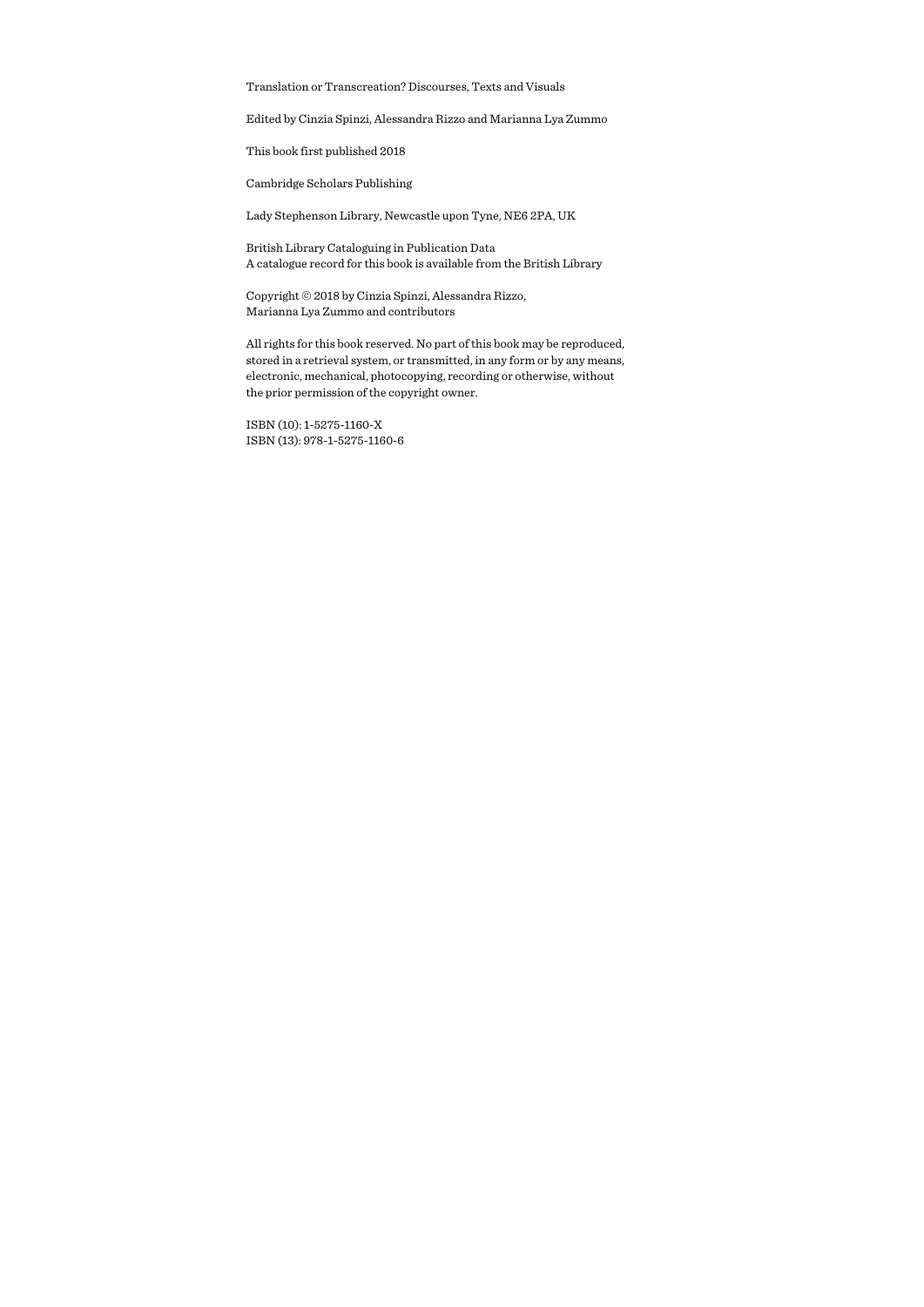Translation or Transcreation? Discourses, Texts and Visuals

Edited by Cinzia Spinzi, Alessandra Rizzo and Marianna Lya Zummo

This book first published 2018

Cambridge Scholars Publishing

Lady Stephenson Library, Newcastle upon Tyne, NE6 2PA, UK

British Library Cataloguing in Publication Data
A catalogue record for this book is available from the British Library

Copyright © 2018 by Cinzia Spinzi, Alessandra Rizzo, Marianna Lya Zummo and contributors

All rights for this book reserved. No part of this book may be reproduced, stored in a retrieval system, or transmitted, in any form or by any means, electronic, mechanical, photocopying, recording or otherwise, without the prior permission of the copyright owner.

ISBN (10): 1-5275-1160-X
ISBN (13): 978-1-5275-1160-6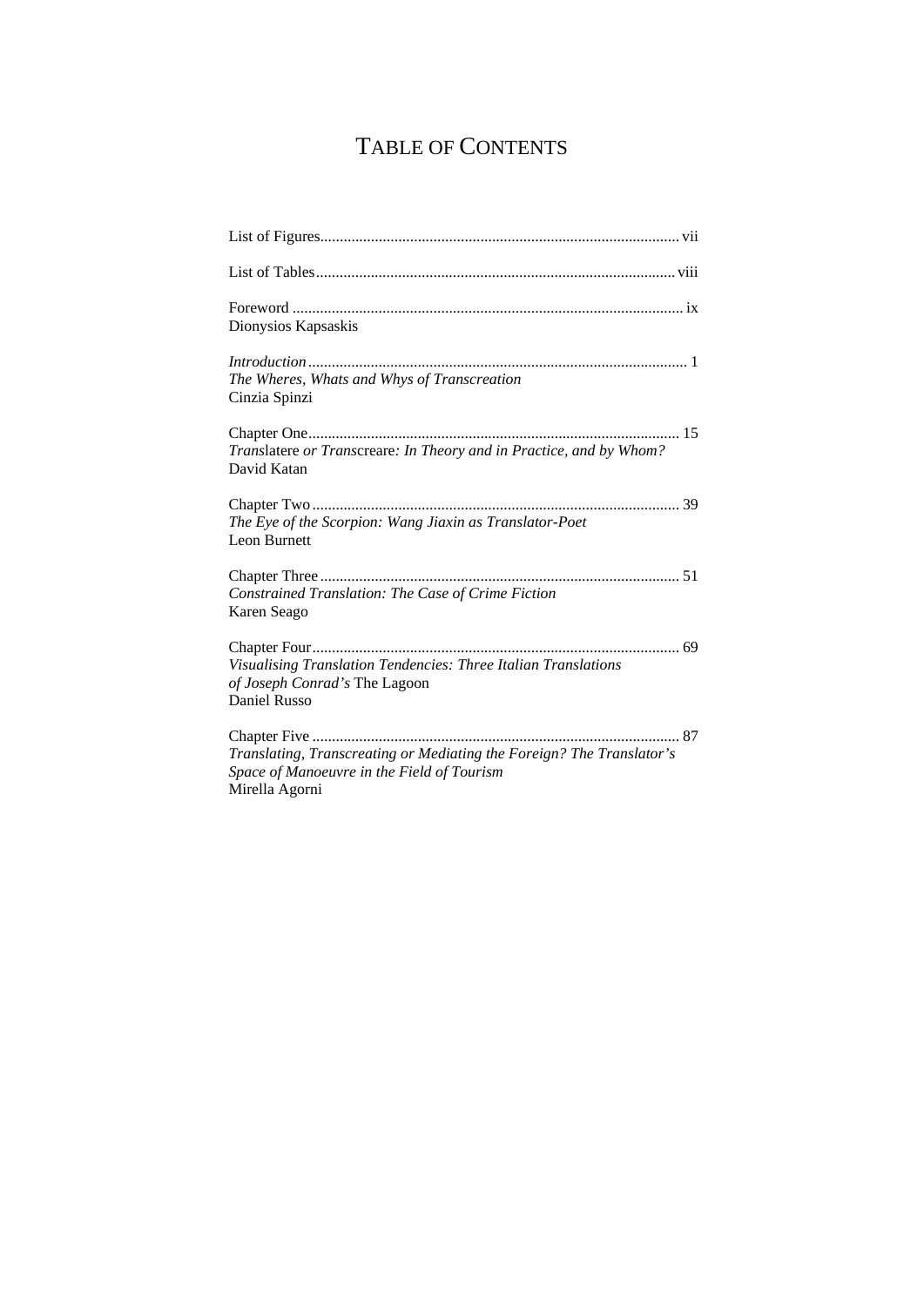# Table of Contents

List of Figures ... vii

List of Tables ... viii

Foreword ... ix
Dionysios Kapsaskis

*Introduction* ... 1
*The Wheres, Whats and Whys of Transcreation*
Cinzia Spinzi

Chapter One ... 15
*Trans*latere *or Trans*creare*: In Theory and in Practice, and by Whom?*
David Katan

Chapter Two ... 39
*The Eye of the Scorpion: Wang Jiaxin as Translator-Poet*
Leon Burnett

Chapter Three ... 51
*Constrained Translation: The Case of Crime Fiction*
Karen Seago

Chapter Four ... 69
*Visualising Translation Tendencies: Three Italian Translations of Joseph Conrad's* The Lagoon
Daniel Russo

Chapter Five ... 87
*Translating, Transcreating or Mediating the Foreign? The Translator's Space of Manoeuvre in the Field of Tourism*
Mirella Agorni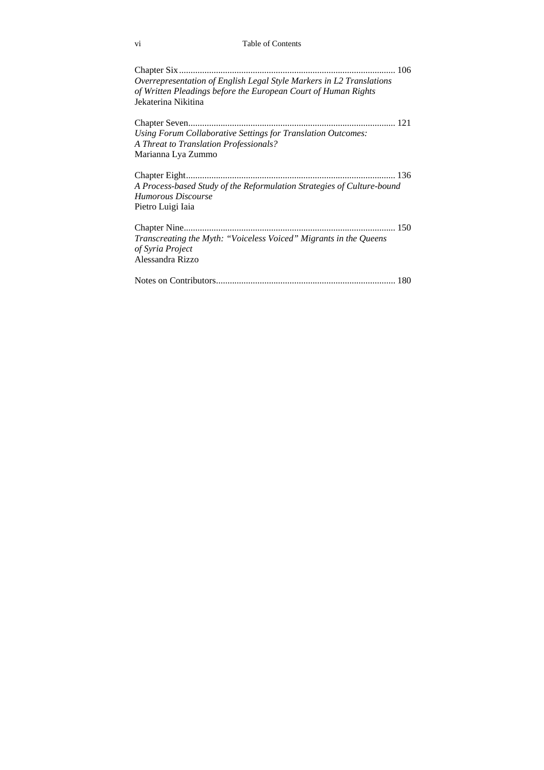Chapter Six .............................................................................................. 106
*Overrepresentation of English Legal Style Markers in L2 Translations of Written Pleadings before the European Court of Human Rights*
Jekaterina Nikitina

Chapter Seven.......................................................................................... 121
*Using Forum Collaborative Settings for Translation Outcomes: A Threat to Translation Professionals?*
Marianna Lya Zummo

Chapter Eight........................................................................................... 136
*A Process-based Study of the Reformulation Strategies of Culture-bound Humorous Discourse*
Pietro Luigi Iaia

Chapter Nine............................................................................................ 150
*Transcreating the Myth: "Voiceless Voiced" Migrants in the Queens of Syria Project*
Alessandra Rizzo

Notes on Contributors.............................................................................. 180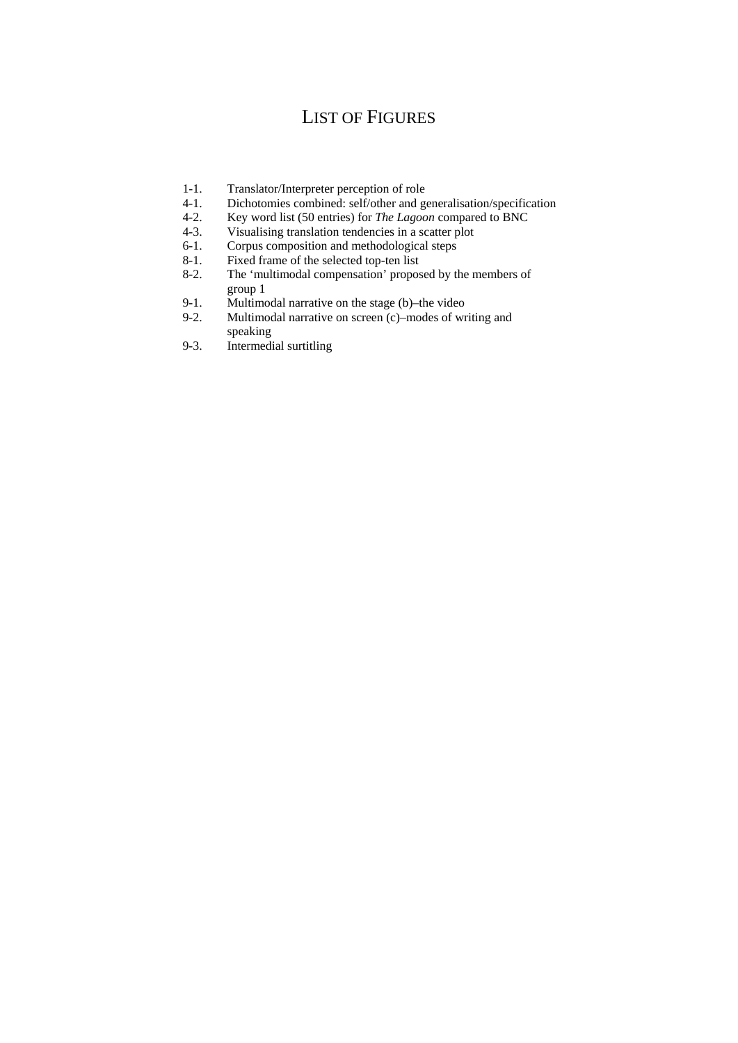# LIST OF FIGURES

1-1. Translator/Interpreter perception of role
4-1. Dichotomies combined: self/other and generalisation/specification
4-2. Key word list (50 entries) for *The Lagoon* compared to BNC
4-3. Visualising translation tendencies in a scatter plot
6-1. Corpus composition and methodological steps
8-1. Fixed frame of the selected top-ten list
8-2. The 'multimodal compensation' proposed by the members of group 1
9-1. Multimodal narrative on the stage (b)–the video
9-2. Multimodal narrative on screen (c)–modes of writing and speaking
9-3. Intermedial surtitling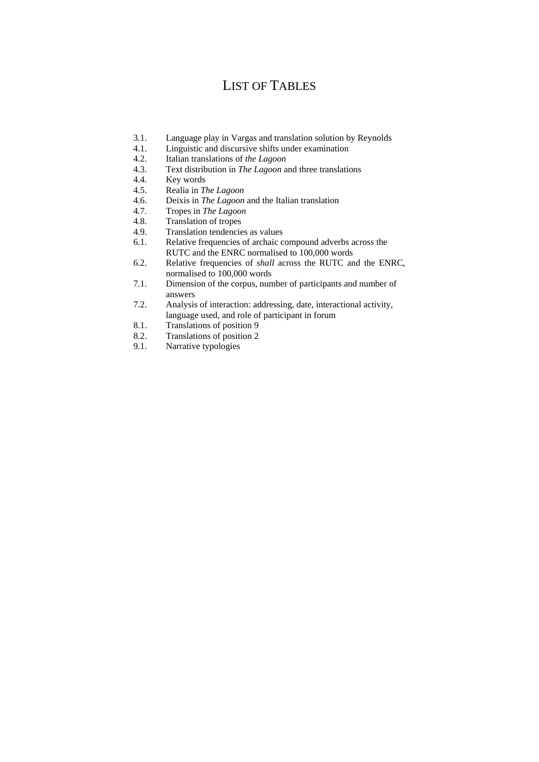# LIST OF TABLES

3.1. Language play in Vargas and translation solution by Reynolds
4.1. Linguistic and discursive shifts under examination
4.2. Italian translations of *the Lagoon*
4.3. Text distribution in *The Lagoon* and three translations
4.4. Key words
4.5. Realia in *The Lagoon*
4.6. Deixis in *The Lagoon* and the Italian translation
4.7. Tropes in *The Lagoon*
4.8. Translation of tropes
4.9. Translation tendencies as values
6.1. Relative frequencies of archaic compound adverbs across the RUTC and the ENRC normalised to 100,000 words
6.2. Relative frequencies of *shall* across the RUTC and the ENRC, normalised to 100,000 words
7.1. Dimension of the corpus, number of participants and number of answers
7.2. Analysis of interaction: addressing, date, interactional activity, language used, and role of participant in forum
8.1. Translations of position 9
8.2. Translations of position 2
9.1. Narrative typologies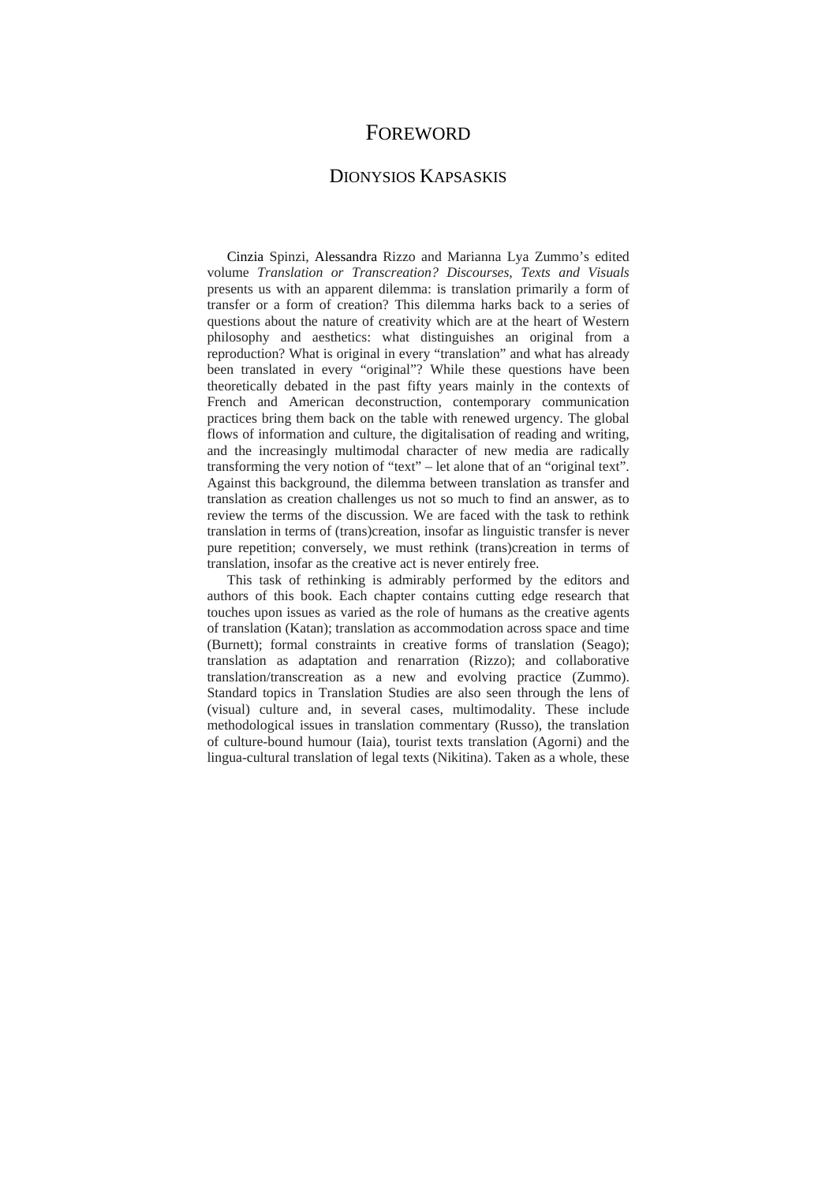# FOREWORD

## DIONYSIOS KAPSASKIS

Cinzia Spinzi, Alessandra Rizzo and Marianna Lya Zummo's edited volume *Translation or Transcreation? Discourses, Texts and Visuals* presents us with an apparent dilemma: is translation primarily a form of transfer or a form of creation? This dilemma harks back to a series of questions about the nature of creativity which are at the heart of Western philosophy and aesthetics: what distinguishes an original from a reproduction? What is original in every "translation" and what has already been translated in every "original"? While these questions have been theoretically debated in the past fifty years mainly in the contexts of French and American deconstruction, contemporary communication practices bring them back on the table with renewed urgency. The global flows of information and culture, the digitalisation of reading and writing, and the increasingly multimodal character of new media are radically transforming the very notion of "text" – let alone that of an "original text". Against this background, the dilemma between translation as transfer and translation as creation challenges us not so much to find an answer, as to review the terms of the discussion. We are faced with the task to rethink translation in terms of (trans)creation, insofar as linguistic transfer is never pure repetition; conversely, we must rethink (trans)creation in terms of translation, insofar as the creative act is never entirely free.

This task of rethinking is admirably performed by the editors and authors of this book. Each chapter contains cutting edge research that touches upon issues as varied as the role of humans as the creative agents of translation (Katan); translation as accommodation across space and time (Burnett); formal constraints in creative forms of translation (Seago); translation as adaptation and renarration (Rizzo); and collaborative translation/transcreation as a new and evolving practice (Zummo). Standard topics in Translation Studies are also seen through the lens of (visual) culture and, in several cases, multimodality. These include methodological issues in translation commentary (Russo), the translation of culture-bound humour (Iaia), tourist texts translation (Agorni) and the lingua-cultural translation of legal texts (Nikitina). Taken as a whole, these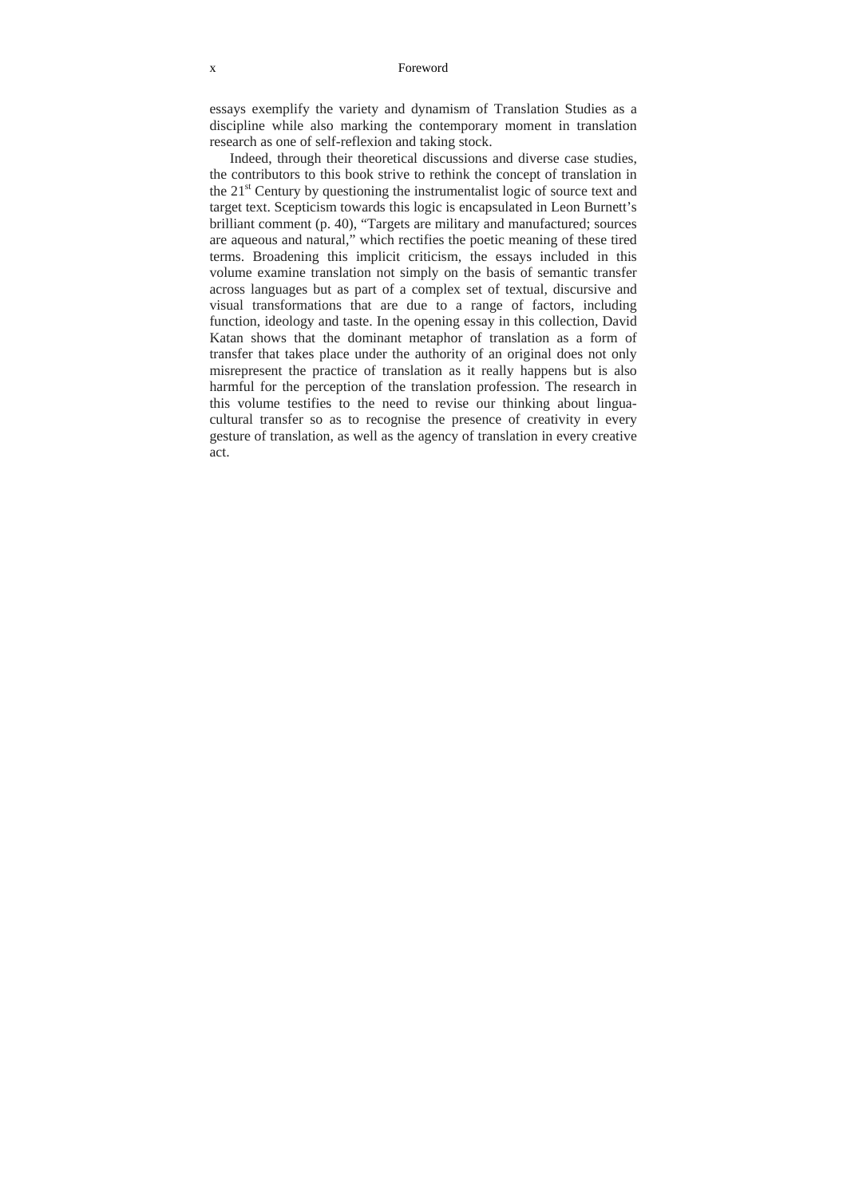essays exemplify the variety and dynamism of Translation Studies as a discipline while also marking the contemporary moment in translation research as one of self-reflexion and taking stock.

Indeed, through their theoretical discussions and diverse case studies, the contributors to this book strive to rethink the concept of translation in the 21st Century by questioning the instrumentalist logic of source text and target text. Scepticism towards this logic is encapsulated in Leon Burnett's brilliant comment (p. 40), "Targets are military and manufactured; sources are aqueous and natural," which rectifies the poetic meaning of these tired terms. Broadening this implicit criticism, the essays included in this volume examine translation not simply on the basis of semantic transfer across languages but as part of a complex set of textual, discursive and visual transformations that are due to a range of factors, including function, ideology and taste. In the opening essay in this collection, David Katan shows that the dominant metaphor of translation as a form of transfer that takes place under the authority of an original does not only misrepresent the practice of translation as it really happens but is also harmful for the perception of the translation profession. The research in this volume testifies to the need to revise our thinking about lingua-cultural transfer so as to recognise the presence of creativity in every gesture of translation, as well as the agency of translation in every creative act.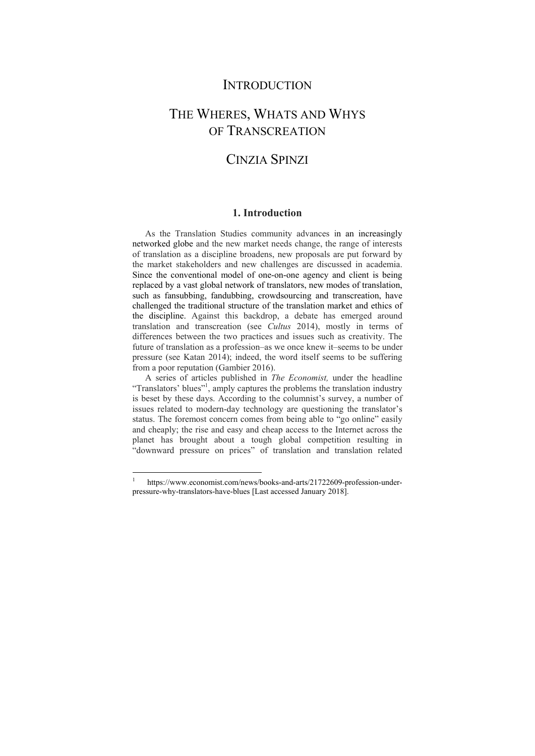# INTRODUCTION

# THE WHERES, WHATS AND WHYS OF TRANSCREATION

## CINZIA SPINZI

### 1. Introduction

As the Translation Studies community advances in an increasingly networked globe and the new market needs change, the range of interests of translation as a discipline broadens, new proposals are put forward by the market stakeholders and new challenges are discussed in academia. Since the conventional model of one-on-one agency and client is being replaced by a vast global network of translators, new modes of translation, such as fansubbing, fandubbing, crowdsourcing and transcreation, have challenged the traditional structure of the translation market and ethics of the discipline. Against this backdrop, a debate has emerged around translation and transcreation (see *Cultus* 2014), mostly in terms of differences between the two practices and issues such as creativity. The future of translation as a profession–as we once knew it–seems to be under pressure (see Katan 2014); indeed, the word itself seems to be suffering from a poor reputation (Gambier 2016).

A series of articles published in *The Economist,* under the headline "Translators' blues"[1], amply captures the problems the translation industry is beset by these days. According to the columnist's survey, a number of issues related to modern-day technology are questioning the translator's status. The foremost concern comes from being able to "go online" easily and cheaply; the rise and easy and cheap access to the Internet across the planet has brought about a tough global competition resulting in "downward pressure on prices" of translation and translation related

---

[1] https://www.economist.com/news/books-and-arts/21722609-profession-under-pressure-why-translators-have-blues [Last accessed January 2018].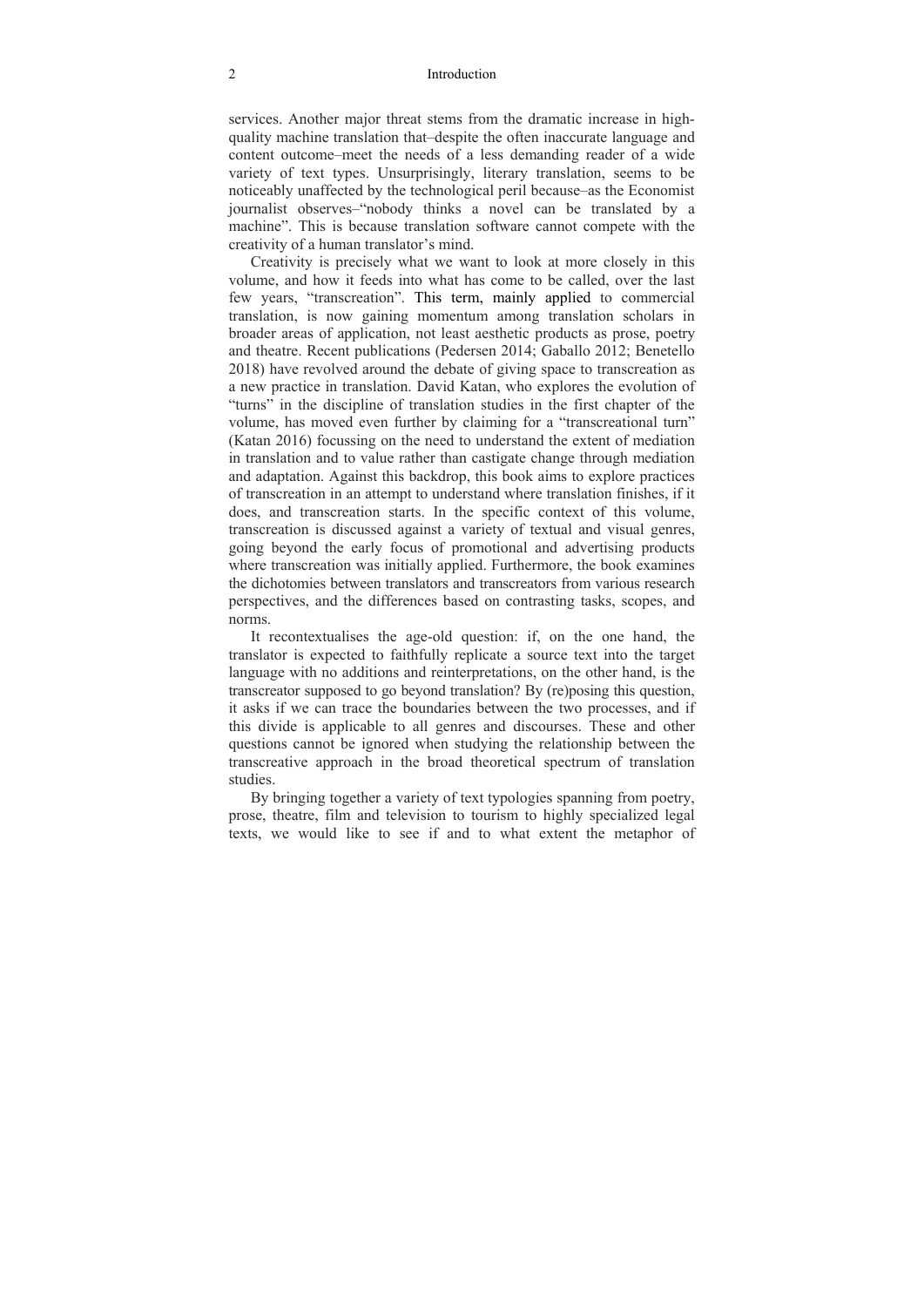services. Another major threat stems from the dramatic increase in high-quality machine translation that–despite the often inaccurate language and content outcome–meet the needs of a less demanding reader of a wide variety of text types. Unsurprisingly, literary translation, seems to be noticeably unaffected by the technological peril because–as the Economist journalist observes–"nobody thinks a novel can be translated by a machine". This is because translation software cannot compete with the creativity of a human translator's mind.

Creativity is precisely what we want to look at more closely in this volume, and how it feeds into what has come to be called, over the last few years, "transcreation". This term, mainly applied to commercial translation, is now gaining momentum among translation scholars in broader areas of application, not least aesthetic products as prose, poetry and theatre. Recent publications (Pedersen 2014; Gaballo 2012; Benetello 2018) have revolved around the debate of giving space to transcreation as a new practice in translation. David Katan, who explores the evolution of "turns" in the discipline of translation studies in the first chapter of the volume, has moved even further by claiming for a "transcreational turn" (Katan 2016) focussing on the need to understand the extent of mediation in translation and to value rather than castigate change through mediation and adaptation. Against this backdrop, this book aims to explore practices of transcreation in an attempt to understand where translation finishes, if it does, and transcreation starts. In the specific context of this volume, transcreation is discussed against a variety of textual and visual genres, going beyond the early focus of promotional and advertising products where transcreation was initially applied. Furthermore, the book examines the dichotomies between translators and transcreators from various research perspectives, and the differences based on contrasting tasks, scopes, and norms.

It recontextualises the age-old question: if, on the one hand, the translator is expected to faithfully replicate a source text into the target language with no additions and reinterpretations, on the other hand, is the transcreator supposed to go beyond translation? By (re)posing this question, it asks if we can trace the boundaries between the two processes, and if this divide is applicable to all genres and discourses. These and other questions cannot be ignored when studying the relationship between the transcreative approach in the broad theoretical spectrum of translation studies.

By bringing together a variety of text typologies spanning from poetry, prose, theatre, film and television to tourism to highly specialized legal texts, we would like to see if and to what extent the metaphor of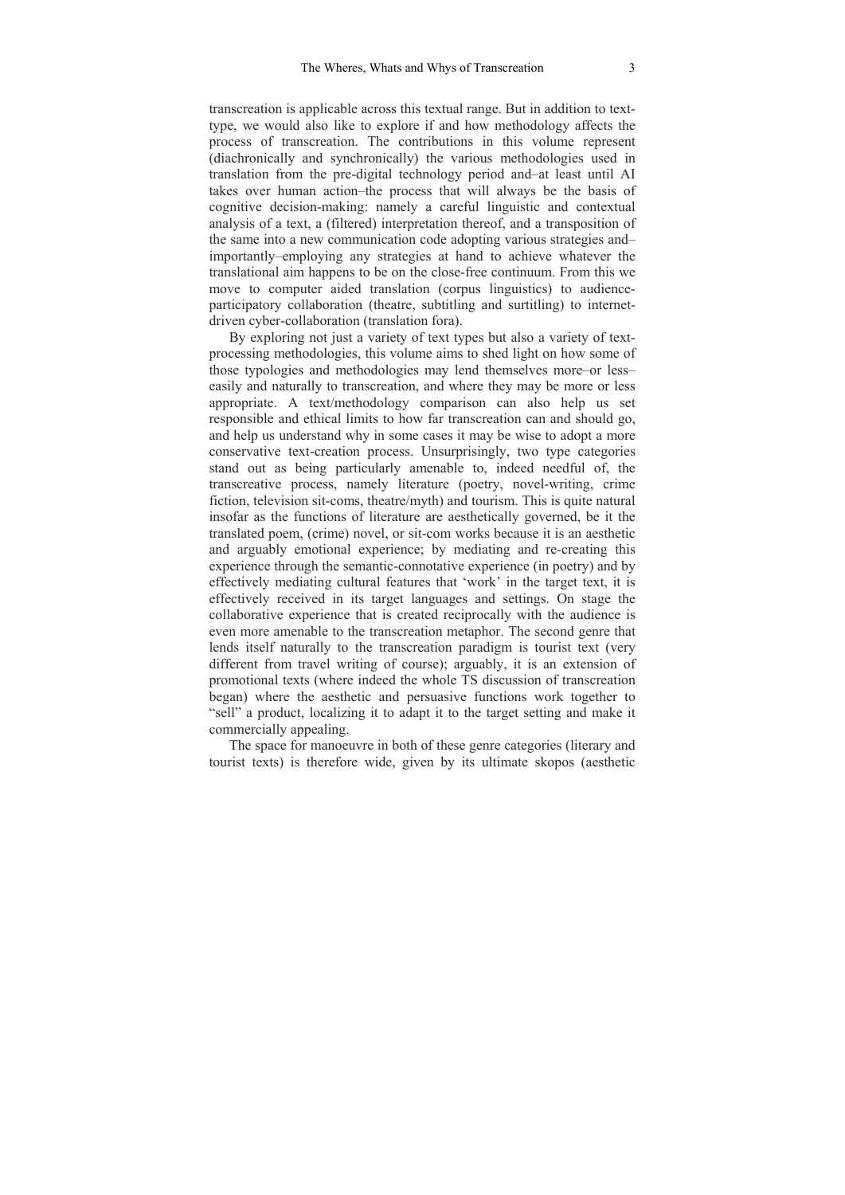transcreation is applicable across this textual range. But in addition to text-type, we would also like to explore if and how methodology affects the process of transcreation. The contributions in this volume represent (diachronically and synchronically) the various methodologies used in translation from the pre-digital technology period and–at least until AI takes over human action–the process that will always be the basis of cognitive decision-making: namely a careful linguistic and contextual analysis of a text, a (filtered) interpretation thereof, and a transposition of the same into a new communication code adopting various strategies and–importantly–employing any strategies at hand to achieve whatever the translational aim happens to be on the close-free continuum. From this we move to computer aided translation (corpus linguistics) to audience-participatory collaboration (theatre, subtitling and surtitling) to internet-driven cyber-collaboration (translation fora).

By exploring not just a variety of text types but also a variety of text-processing methodologies, this volume aims to shed light on how some of those typologies and methodologies may lend themselves more–or less–easily and naturally to transcreation, and where they may be more or less appropriate. A text/methodology comparison can also help us set responsible and ethical limits to how far transcreation can and should go, and help us understand why in some cases it may be wise to adopt a more conservative text-creation process. Unsurprisingly, two type categories stand out as being particularly amenable to, indeed needful of, the transcreative process, namely literature (poetry, novel-writing, crime fiction, television sit-coms, theatre/myth) and tourism. This is quite natural insofar as the functions of literature are aesthetically governed, be it the translated poem, (crime) novel, or sit-com works because it is an aesthetic and arguably emotional experience; by mediating and re-creating this experience through the semantic-connotative experience (in poetry) and by effectively mediating cultural features that 'work' in the target text, it is effectively received in its target languages and settings. On stage the collaborative experience that is created reciprocally with the audience is even more amenable to the transcreation metaphor. The second genre that lends itself naturally to the transcreation paradigm is tourist text (very different from travel writing of course); arguably, it is an extension of promotional texts (where indeed the whole TS discussion of transcreation began) where the aesthetic and persuasive functions work together to "sell" a product, localizing it to adapt it to the target setting and make it commercially appealing.

The space for manoeuvre in both of these genre categories (literary and tourist texts) is therefore wide, given by its ultimate skopos (aesthetic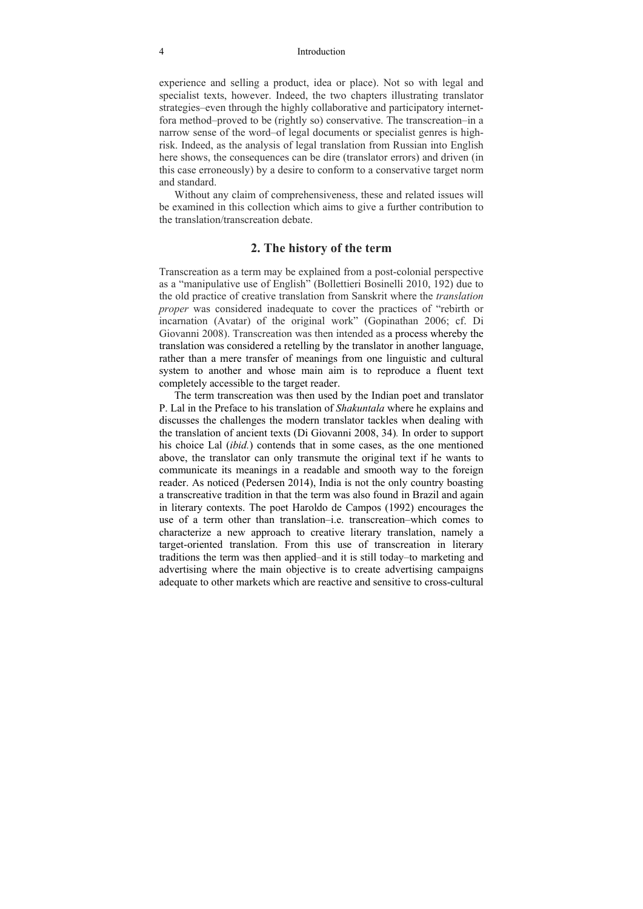experience and selling a product, idea or place). Not so with legal and specialist texts, however. Indeed, the two chapters illustrating translator strategies–even through the highly collaborative and participatory internet-fora method–proved to be (rightly so) conservative. The transcreation–in a narrow sense of the word–of legal documents or specialist genres is high-risk. Indeed, as the analysis of legal translation from Russian into English here shows, the consequences can be dire (translator errors) and driven (in this case erroneously) by a desire to conform to a conservative target norm and standard.

Without any claim of comprehensiveness, these and related issues will be examined in this collection which aims to give a further contribution to the translation/transcreation debate.

## 2. The history of the term

Transcreation as a term may be explained from a post-colonial perspective as a "manipulative use of English" (Bollettieri Bosinelli 2010, 192) due to the old practice of creative translation from Sanskrit where the *translation proper* was considered inadequate to cover the practices of "rebirth or incarnation (Avatar) of the original work" (Gopinathan 2006; cf. Di Giovanni 2008). Transcreation was then intended as a process whereby the translation was considered a retelling by the translator in another language, rather than a mere transfer of meanings from one linguistic and cultural system to another and whose main aim is to reproduce a fluent text completely accessible to the target reader.

The term transcreation was then used by the Indian poet and translator P. Lal in the Preface to his translation of *Shakuntala* where he explains and discusses the challenges the modern translator tackles when dealing with the translation of ancient texts (Di Giovanni 2008, 34). In order to support his choice Lal (*ibid.*) contends that in some cases, as the one mentioned above, the translator can only transmute the original text if he wants to communicate its meanings in a readable and smooth way to the foreign reader. As noticed (Pedersen 2014), India is not the only country boasting a transcreative tradition in that the term was also found in Brazil and again in literary contexts. The poet Haroldo de Campos (1992) encourages the use of a term other than translation–i.e. transcreation–which comes to characterize a new approach to creative literary translation, namely a target-oriented translation. From this use of transcreation in literary traditions the term was then applied–and it is still today–to marketing and advertising where the main objective is to create advertising campaigns adequate to other markets which are reactive and sensitive to cross-cultural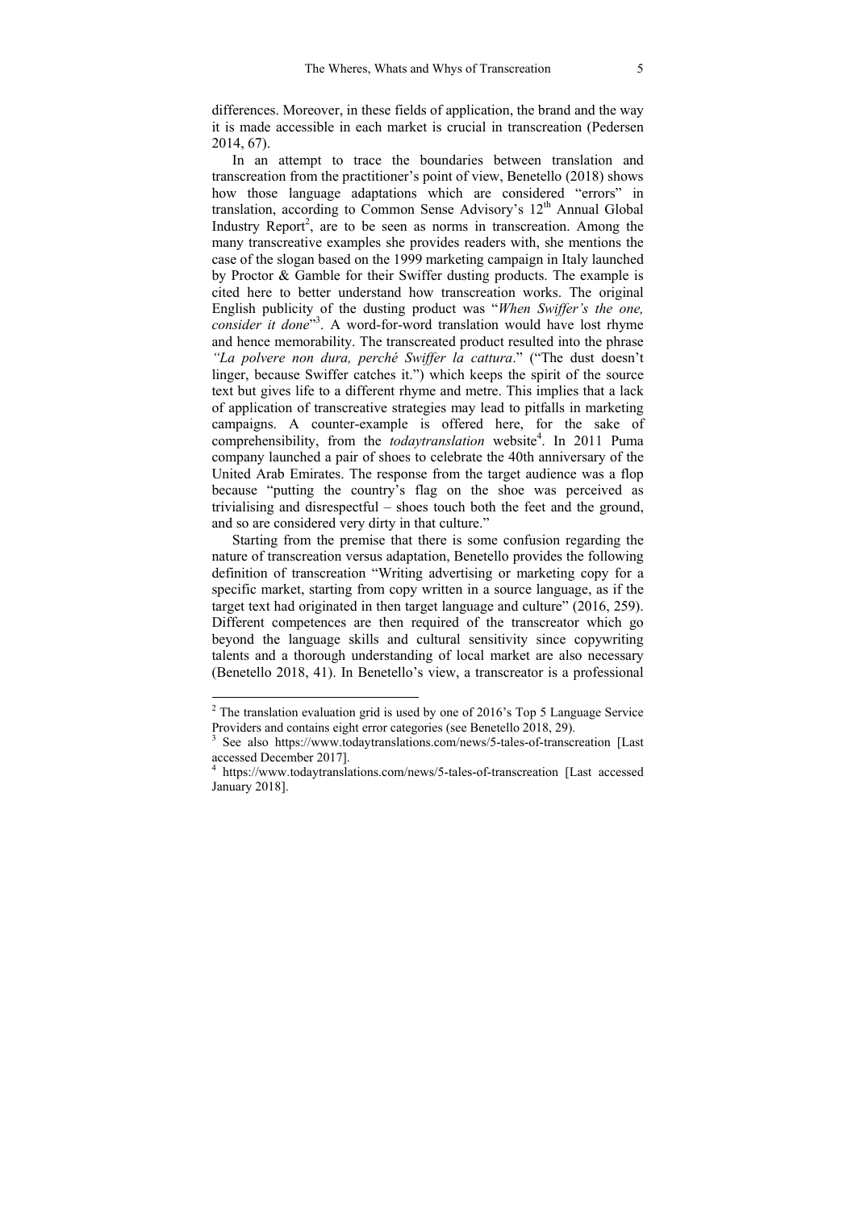differences. Moreover, in these fields of application, the brand and the way it is made accessible in each market is crucial in transcreation (Pedersen 2014, 67).

In an attempt to trace the boundaries between translation and transcreation from the practitioner's point of view, Benetello (2018) shows how those language adaptations which are considered "errors" in translation, according to Common Sense Advisory's 12th Annual Global Industry Report[2], are to be seen as norms in transcreation. Among the many transcreative examples she provides readers with, she mentions the case of the slogan based on the 1999 marketing campaign in Italy launched by Proctor & Gamble for their Swiffer dusting products. The example is cited here to better understand how transcreation works. The original English publicity of the dusting product was "*When Swiffer's the one, consider it done*"[3]. A word-for-word translation would have lost rhyme and hence memorability. The transcreated product resulted into the phrase *"La polvere non dura, perché Swiffer la cattura*." ("The dust doesn't linger, because Swiffer catches it.") which keeps the spirit of the source text but gives life to a different rhyme and metre. This implies that a lack of application of transcreative strategies may lead to pitfalls in marketing campaigns. A counter-example is offered here, for the sake of comprehensibility, from the *todaytranslation* website[4]. In 2011 Puma company launched a pair of shoes to celebrate the 40th anniversary of the United Arab Emirates. The response from the target audience was a flop because "putting the country's flag on the shoe was perceived as trivialising and disrespectful – shoes touch both the feet and the ground, and so are considered very dirty in that culture."

Starting from the premise that there is some confusion regarding the nature of transcreation versus adaptation, Benetello provides the following definition of transcreation "Writing advertising or marketing copy for a specific market, starting from copy written in a source language, as if the target text had originated in then target language and culture" (2016, 259). Different competences are then required of the transcreator which go beyond the language skills and cultural sensitivity since copywriting talents and a thorough understanding of local market are also necessary (Benetello 2018, 41). In Benetello's view, a transcreator is a professional

---

[2] The translation evaluation grid is used by one of 2016's Top 5 Language Service Providers and contains eight error categories (see Benetello 2018, 29).

[3] See also https://www.todaytranslations.com/news/5-tales-of-transcreation [Last accessed December 2017].

[4] https://www.todaytranslations.com/news/5-tales-of-transcreation [Last accessed January 2018].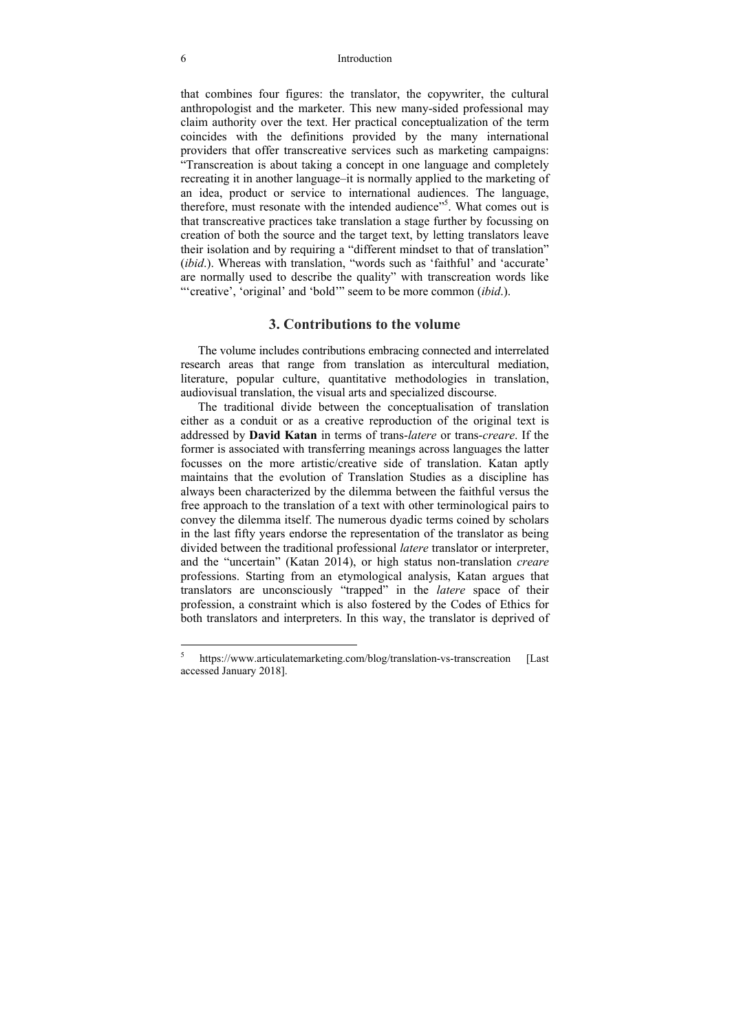that combines four figures: the translator, the copywriter, the cultural anthropologist and the marketer. This new many-sided professional may claim authority over the text. Her practical conceptualization of the term coincides with the definitions provided by the many international providers that offer transcreative services such as marketing campaigns: "Transcreation is about taking a concept in one language and completely recreating it in another language–it is normally applied to the marketing of an idea, product or service to international audiences. The language, therefore, must resonate with the intended audience"[5]. What comes out is that transcreative practices take translation a stage further by focussing on creation of both the source and the target text, by letting translators leave their isolation and by requiring a "different mindset to that of translation" (*ibid*.). Whereas with translation, "words such as 'faithful' and 'accurate' are normally used to describe the quality" with transcreation words like "'creative', 'original' and 'bold'" seem to be more common (*ibid*.).

## 3. Contributions to the volume

The volume includes contributions embracing connected and interrelated research areas that range from translation as intercultural mediation, literature, popular culture, quantitative methodologies in translation, audiovisual translation, the visual arts and specialized discourse.

The traditional divide between the conceptualisation of translation either as a conduit or as a creative reproduction of the original text is addressed by **David Katan** in terms of trans-*latere* or trans-*creare*. If the former is associated with transferring meanings across languages the latter focusses on the more artistic/creative side of translation. Katan aptly maintains that the evolution of Translation Studies as a discipline has always been characterized by the dilemma between the faithful versus the free approach to the translation of a text with other terminological pairs to convey the dilemma itself. The numerous dyadic terms coined by scholars in the last fifty years endorse the representation of the translator as being divided between the traditional professional *latere* translator or interpreter, and the "uncertain" (Katan 2014), or high status non-translation *creare* professions. Starting from an etymological analysis, Katan argues that translators are unconsciously "trapped" in the *latere* space of their profession, a constraint which is also fostered by the Codes of Ethics for both translators and interpreters. In this way, the translator is deprived of

[5] https://www.articulatemarketing.com/blog/translation-vs-transcreation [Last accessed January 2018].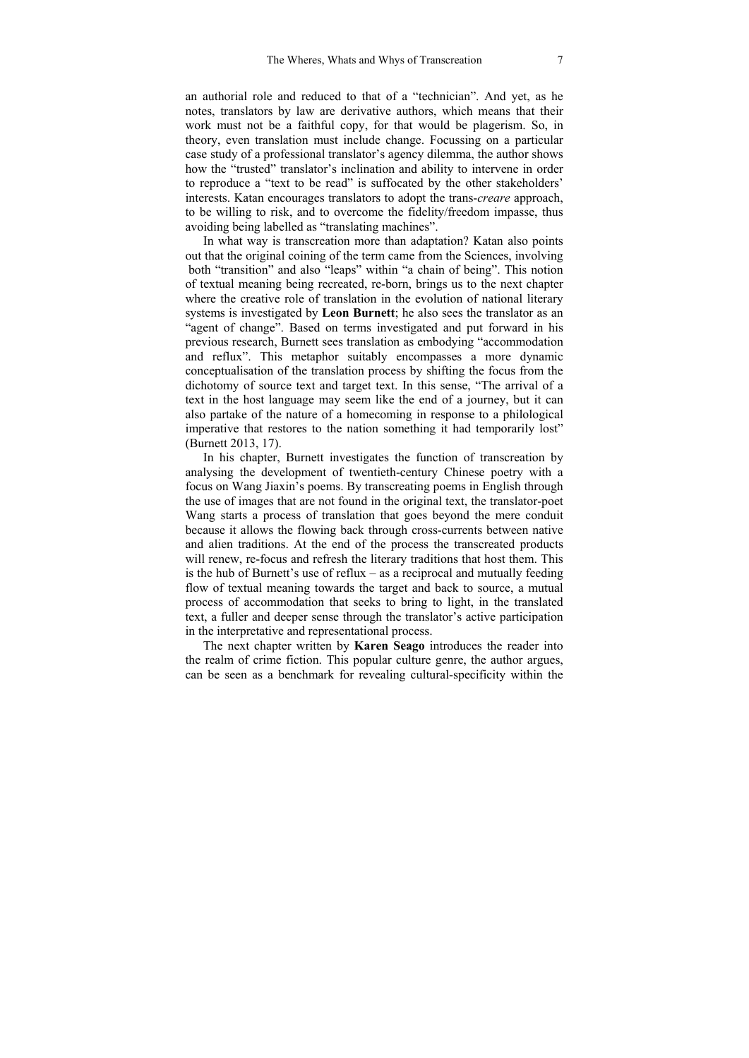an authorial role and reduced to that of a "technician". And yet, as he notes, translators by law are derivative authors, which means that their work must not be a faithful copy, for that would be plagerism. So, in theory, even translation must include change. Focussing on a particular case study of a professional translator's agency dilemma, the author shows how the "trusted" translator's inclination and ability to intervene in order to reproduce a "text to be read" is suffocated by the other stakeholders' interests. Katan encourages translators to adopt the trans-*creare* approach, to be willing to risk, and to overcome the fidelity/freedom impasse, thus avoiding being labelled as "translating machines".

In what way is transcreation more than adaptation? Katan also points out that the original coining of the term came from the Sciences, involving both "transition" and also "leaps" within "a chain of being". This notion of textual meaning being recreated, re-born, brings us to the next chapter where the creative role of translation in the evolution of national literary systems is investigated by **Leon Burnett**; he also sees the translator as an "agent of change". Based on terms investigated and put forward in his previous research, Burnett sees translation as embodying "accommodation and reflux". This metaphor suitably encompasses a more dynamic conceptualisation of the translation process by shifting the focus from the dichotomy of source text and target text. In this sense, "The arrival of a text in the host language may seem like the end of a journey, but it can also partake of the nature of a homecoming in response to a philological imperative that restores to the nation something it had temporarily lost" (Burnett 2013, 17).

In his chapter, Burnett investigates the function of transcreation by analysing the development of twentieth-century Chinese poetry with a focus on Wang Jiaxin's poems. By transcreating poems in English through the use of images that are not found in the original text, the translator-poet Wang starts a process of translation that goes beyond the mere conduit because it allows the flowing back through cross-currents between native and alien traditions. At the end of the process the transcreated products will renew, re-focus and refresh the literary traditions that host them. This is the hub of Burnett's use of reflux – as a reciprocal and mutually feeding flow of textual meaning towards the target and back to source, a mutual process of accommodation that seeks to bring to light, in the translated text, a fuller and deeper sense through the translator's active participation in the interpretative and representational process.

The next chapter written by **Karen Seago** introduces the reader into the realm of crime fiction. This popular culture genre, the author argues, can be seen as a benchmark for revealing cultural-specificity within the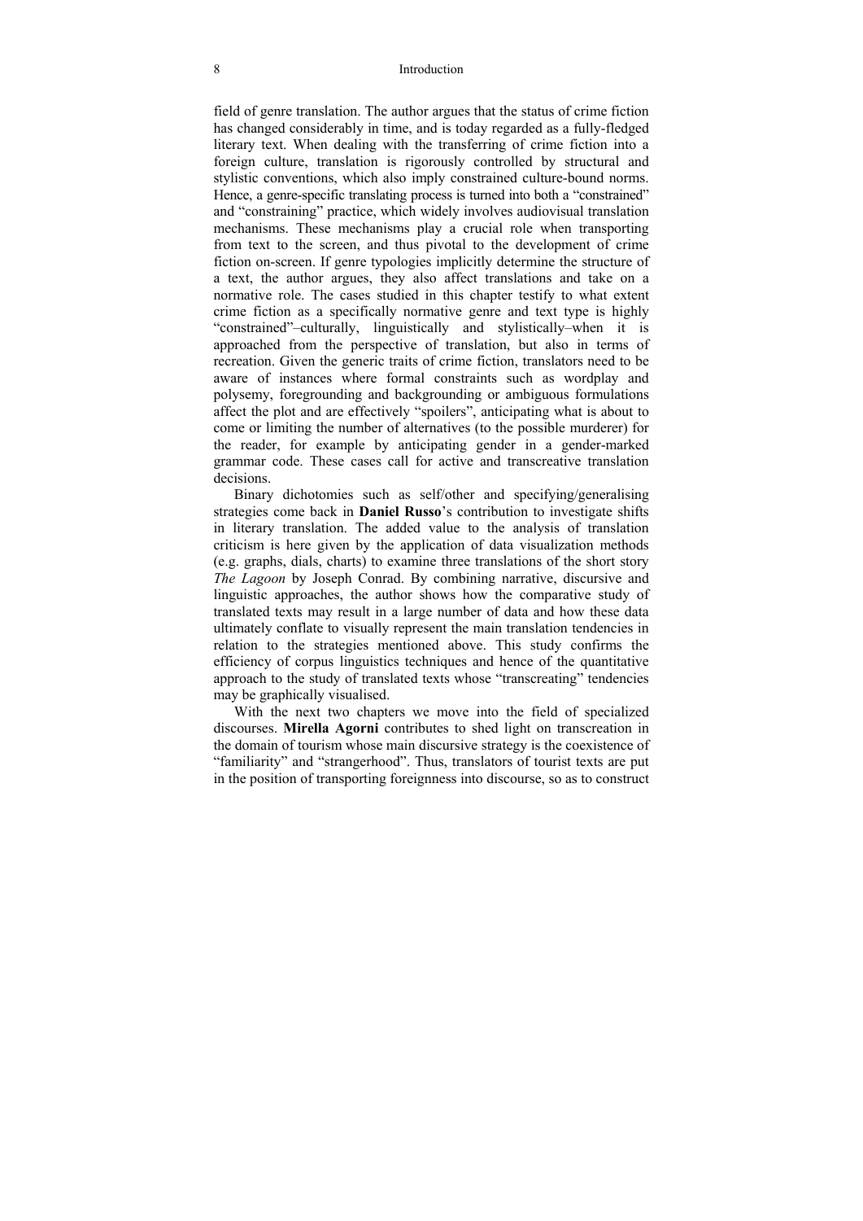field of genre translation. The author argues that the status of crime fiction has changed considerably in time, and is today regarded as a fully-fledged literary text. When dealing with the transferring of crime fiction into a foreign culture, translation is rigorously controlled by structural and stylistic conventions, which also imply constrained culture-bound norms. Hence, a genre-specific translating process is turned into both a "constrained" and "constraining" practice, which widely involves audiovisual translation mechanisms. These mechanisms play a crucial role when transporting from text to the screen, and thus pivotal to the development of crime fiction on-screen. If genre typologies implicitly determine the structure of a text, the author argues, they also affect translations and take on a normative role. The cases studied in this chapter testify to what extent crime fiction as a specifically normative genre and text type is highly "constrained"–culturally, linguistically and stylistically–when it is approached from the perspective of translation, but also in terms of recreation. Given the generic traits of crime fiction, translators need to be aware of instances where formal constraints such as wordplay and polysemy, foregrounding and backgrounding or ambiguous formulations affect the plot and are effectively "spoilers", anticipating what is about to come or limiting the number of alternatives (to the possible murderer) for the reader, for example by anticipating gender in a gender-marked grammar code. These cases call for active and transcreative translation decisions.

Binary dichotomies such as self/other and specifying/generalising strategies come back in **Daniel Russo**'s contribution to investigate shifts in literary translation. The added value to the analysis of translation criticism is here given by the application of data visualization methods (e.g. graphs, dials, charts) to examine three translations of the short story *The Lagoon* by Joseph Conrad. By combining narrative, discursive and linguistic approaches, the author shows how the comparative study of translated texts may result in a large number of data and how these data ultimately conflate to visually represent the main translation tendencies in relation to the strategies mentioned above. This study confirms the efficiency of corpus linguistics techniques and hence of the quantitative approach to the study of translated texts whose "transcreating" tendencies may be graphically visualised.

With the next two chapters we move into the field of specialized discourses. **Mirella Agorni** contributes to shed light on transcreation in the domain of tourism whose main discursive strategy is the coexistence of "familiarity" and "strangerhood". Thus, translators of tourist texts are put in the position of transporting foreignness into discourse, so as to construct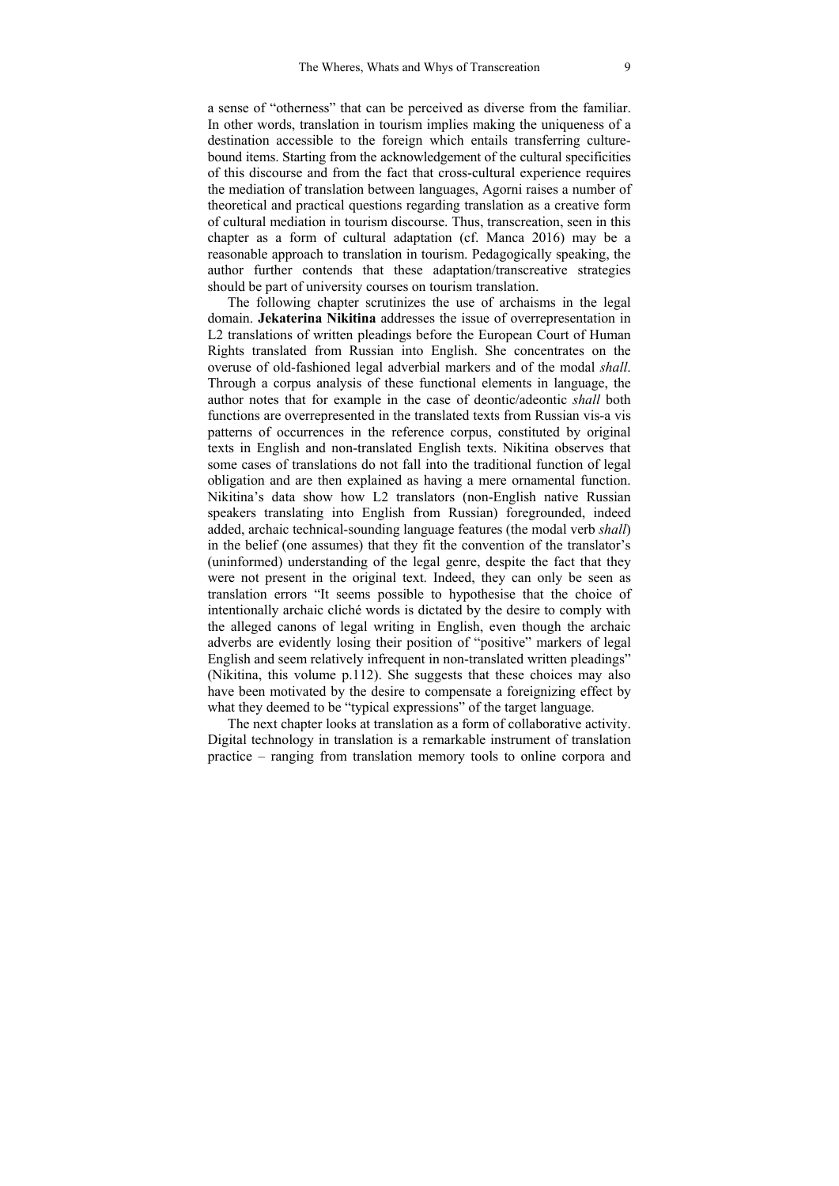a sense of "otherness" that can be perceived as diverse from the familiar. In other words, translation in tourism implies making the uniqueness of a destination accessible to the foreign which entails transferring culture-bound items. Starting from the acknowledgement of the cultural specificities of this discourse and from the fact that cross-cultural experience requires the mediation of translation between languages, Agorni raises a number of theoretical and practical questions regarding translation as a creative form of cultural mediation in tourism discourse. Thus, transcreation, seen in this chapter as a form of cultural adaptation (cf. Manca 2016) may be a reasonable approach to translation in tourism. Pedagogically speaking, the author further contends that these adaptation/transcreative strategies should be part of university courses on tourism translation.

The following chapter scrutinizes the use of archaisms in the legal domain. **Jekaterina Nikitina** addresses the issue of overrepresentation in L2 translations of written pleadings before the European Court of Human Rights translated from Russian into English. She concentrates on the overuse of old-fashioned legal adverbial markers and of the modal *shall*. Through a corpus analysis of these functional elements in language, the author notes that for example in the case of deontic/adeontic *shall* both functions are overrepresented in the translated texts from Russian vis-a vis patterns of occurrences in the reference corpus, constituted by original texts in English and non-translated English texts. Nikitina observes that some cases of translations do not fall into the traditional function of legal obligation and are then explained as having a mere ornamental function. Nikitina's data show how L2 translators (non-English native Russian speakers translating into English from Russian) foregrounded, indeed added, archaic technical-sounding language features (the modal verb *shall*) in the belief (one assumes) that they fit the convention of the translator's (uninformed) understanding of the legal genre, despite the fact that they were not present in the original text. Indeed, they can only be seen as translation errors "It seems possible to hypothesise that the choice of intentionally archaic cliché words is dictated by the desire to comply with the alleged canons of legal writing in English, even though the archaic adverbs are evidently losing their position of "positive" markers of legal English and seem relatively infrequent in non-translated written pleadings" (Nikitina, this volume p.112). She suggests that these choices may also have been motivated by the desire to compensate a foreignizing effect by what they deemed to be "typical expressions" of the target language.

The next chapter looks at translation as a form of collaborative activity. Digital technology in translation is a remarkable instrument of translation practice – ranging from translation memory tools to online corpora and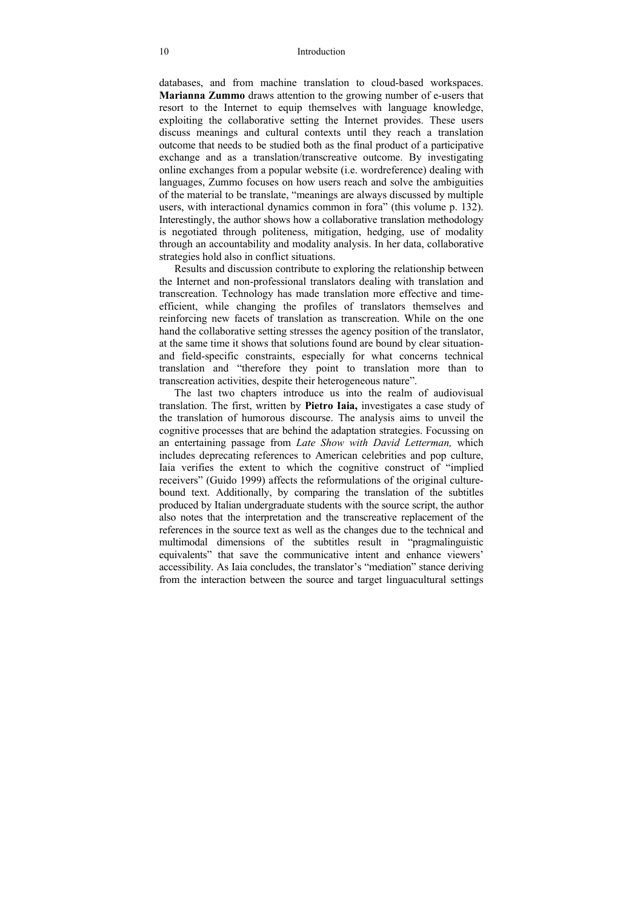databases, and from machine translation to cloud-based workspaces. **Marianna Zummo** draws attention to the growing number of e-users that resort to the Internet to equip themselves with language knowledge, exploiting the collaborative setting the Internet provides. These users discuss meanings and cultural contexts until they reach a translation outcome that needs to be studied both as the final product of a participative exchange and as a translation/transcreative outcome. By investigating online exchanges from a popular website (i.e. wordreference) dealing with languages, Zummo focuses on how users reach and solve the ambiguities of the material to be translate, "meanings are always discussed by multiple users, with interactional dynamics common in fora" (this volume p. 132). Interestingly, the author shows how a collaborative translation methodology is negotiated through politeness, mitigation, hedging, use of modality through an accountability and modality analysis. In her data, collaborative strategies hold also in conflict situations.

Results and discussion contribute to exploring the relationship between the Internet and non-professional translators dealing with translation and transcreation. Technology has made translation more effective and time-efficient, while changing the profiles of translators themselves and reinforcing new facets of translation as transcreation. While on the one hand the collaborative setting stresses the agency position of the translator, at the same time it shows that solutions found are bound by clear situation- and field-specific constraints, especially for what concerns technical translation and "therefore they point to translation more than to transcreation activities, despite their heterogeneous nature".

The last two chapters introduce us into the realm of audiovisual translation. The first, written by **Pietro Iaia,** investigates a case study of the translation of humorous discourse. The analysis aims to unveil the cognitive processes that are behind the adaptation strategies. Focussing on an entertaining passage from *Late Show with David Letterman,* which includes deprecating references to American celebrities and pop culture, Iaia verifies the extent to which the cognitive construct of "implied receivers" (Guido 1999) affects the reformulations of the original culture-bound text. Additionally, by comparing the translation of the subtitles produced by Italian undergraduate students with the source script, the author also notes that the interpretation and the transcreative replacement of the references in the source text as well as the changes due to the technical and multimodal dimensions of the subtitles result in "pragmalinguistic equivalents" that save the communicative intent and enhance viewers' accessibility. As Iaia concludes, the translator's "mediation" stance deriving from the interaction between the source and target linguacultural settings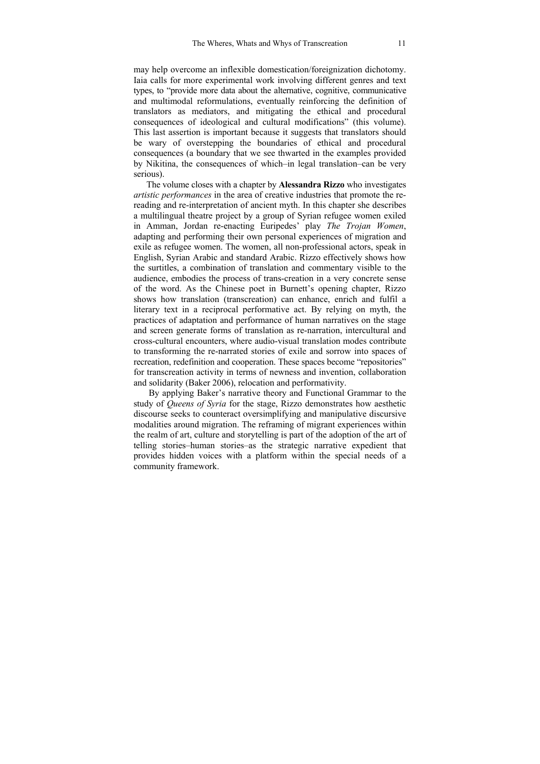may help overcome an inflexible domestication/foreignization dichotomy. Iaia calls for more experimental work involving different genres and text types, to "provide more data about the alternative, cognitive, communicative and multimodal reformulations, eventually reinforcing the definition of translators as mediators, and mitigating the ethical and procedural consequences of ideological and cultural modifications" (this volume). This last assertion is important because it suggests that translators should be wary of overstepping the boundaries of ethical and procedural consequences (a boundary that we see thwarted in the examples provided by Nikitina, the consequences of which–in legal translation–can be very serious).

The volume closes with a chapter by **Alessandra Rizzo** who investigates *artistic performances* in the area of creative industries that promote the re-reading and re-interpretation of ancient myth. In this chapter she describes a multilingual theatre project by a group of Syrian refugee women exiled in Amman, Jordan re-enacting Euripedes' play *The Trojan Women*, adapting and performing their own personal experiences of migration and exile as refugee women. The women, all non-professional actors, speak in English, Syrian Arabic and standard Arabic. Rizzo effectively shows how the surtitles, a combination of translation and commentary visible to the audience, embodies the process of trans-creation in a very concrete sense of the word. As the Chinese poet in Burnett's opening chapter, Rizzo shows how translation (transcreation) can enhance, enrich and fulfil a literary text in a reciprocal performative act. By relying on myth, the practices of adaptation and performance of human narratives on the stage and screen generate forms of translation as re-narration, intercultural and cross-cultural encounters, where audio-visual translation modes contribute to transforming the re-narrated stories of exile and sorrow into spaces of recreation, redefinition and cooperation. These spaces become "repositories" for transcreation activity in terms of newness and invention, collaboration and solidarity (Baker 2006), relocation and performativity.

By applying Baker's narrative theory and Functional Grammar to the study of *Queens of Syria* for the stage, Rizzo demonstrates how aesthetic discourse seeks to counteract oversimplifying and manipulative discursive modalities around migration. The reframing of migrant experiences within the realm of art, culture and storytelling is part of the adoption of the art of telling stories–human stories–as the strategic narrative expedient that provides hidden voices with a platform within the special needs of a community framework.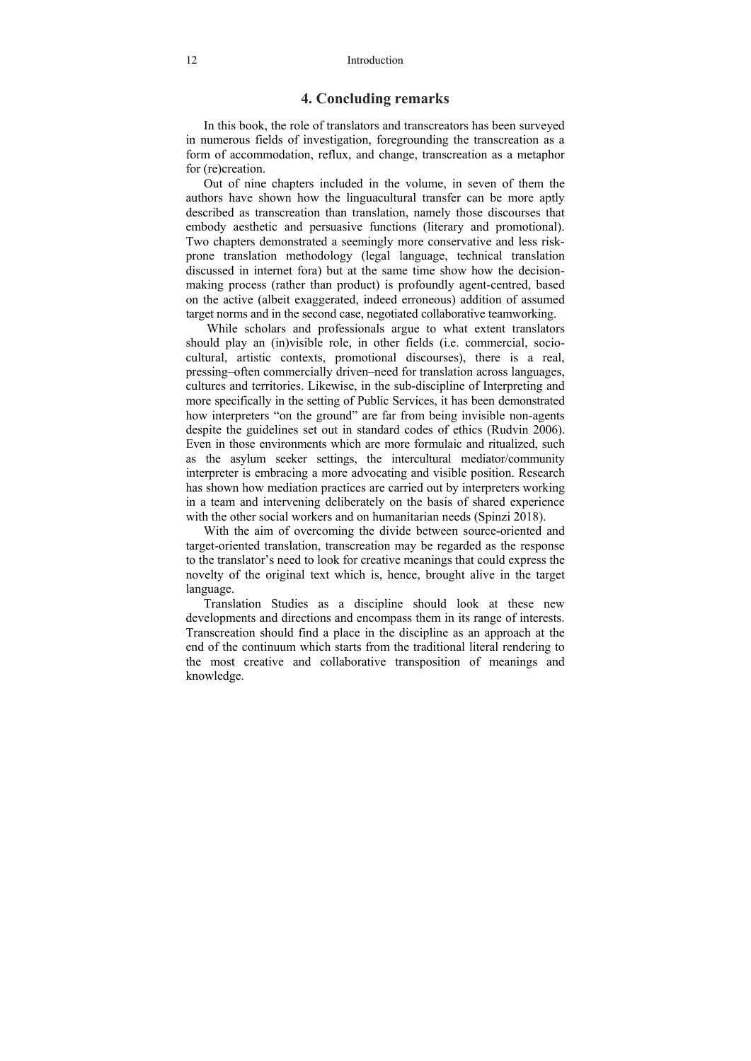## 4. Concluding remarks

In this book, the role of translators and transcreators has been surveyed in numerous fields of investigation, foregrounding the transcreation as a form of accommodation, reflux, and change, transcreation as a metaphor for (re)creation.

Out of nine chapters included in the volume, in seven of them the authors have shown how the linguacultural transfer can be more aptly described as transcreation than translation, namely those discourses that embody aesthetic and persuasive functions (literary and promotional). Two chapters demonstrated a seemingly more conservative and less risk-prone translation methodology (legal language, technical translation discussed in internet fora) but at the same time show how the decision-making process (rather than product) is profoundly agent-centred, based on the active (albeit exaggerated, indeed erroneous) addition of assumed target norms and in the second case, negotiated collaborative teamworking.

While scholars and professionals argue to what extent translators should play an (in)visible role, in other fields (i.e. commercial, socio-cultural, artistic contexts, promotional discourses), there is a real, pressing–often commercially driven–need for translation across languages, cultures and territories. Likewise, in the sub-discipline of Interpreting and more specifically in the setting of Public Services, it has been demonstrated how interpreters "on the ground" are far from being invisible non-agents despite the guidelines set out in standard codes of ethics (Rudvin 2006). Even in those environments which are more formulaic and ritualized, such as the asylum seeker settings, the intercultural mediator/community interpreter is embracing a more advocating and visible position. Research has shown how mediation practices are carried out by interpreters working in a team and intervening deliberately on the basis of shared experience with the other social workers and on humanitarian needs (Spinzi 2018).

With the aim of overcoming the divide between source-oriented and target-oriented translation, transcreation may be regarded as the response to the translator's need to look for creative meanings that could express the novelty of the original text which is, hence, brought alive in the target language.

Translation Studies as a discipline should look at these new developments and directions and encompass them in its range of interests. Transcreation should find a place in the discipline as an approach at the end of the continuum which starts from the traditional literal rendering to the most creative and collaborative transposition of meanings and knowledge.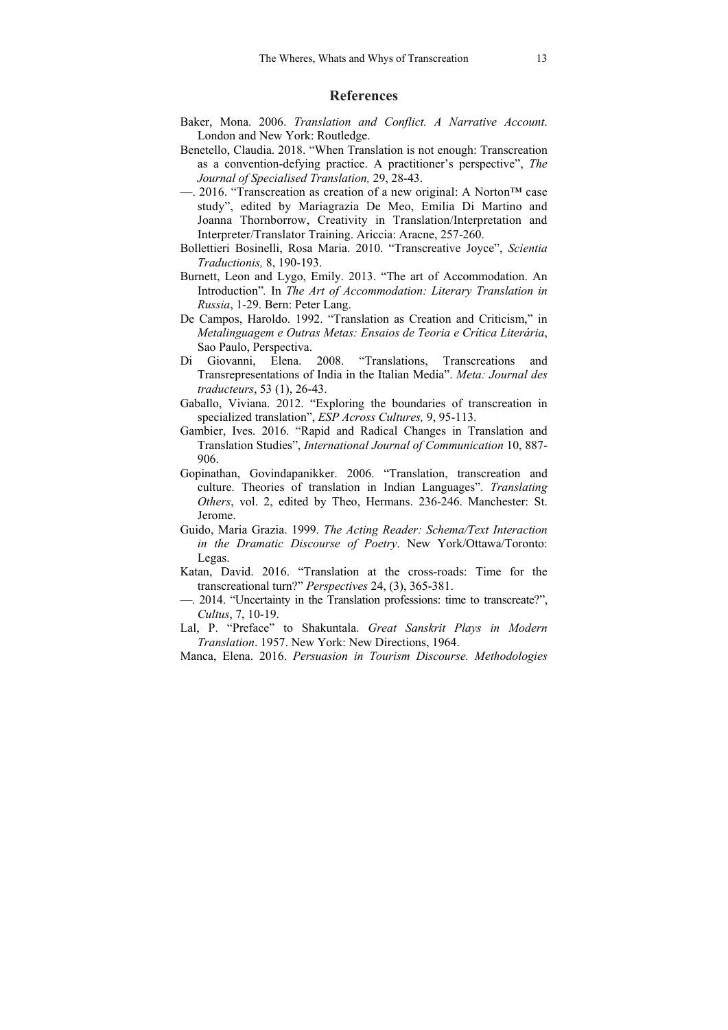## References

Baker, Mona. 2006. *Translation and Conflict. A Narrative Account*. London and New York: Routledge.

Benetello, Claudia. 2018. "When Translation is not enough: Transcreation as a convention-defying practice. A practitioner's perspective", *The Journal of Specialised Translation,* 29, 28-43.

—. 2016. "Transcreation as creation of a new original: A Norton™ case study", edited by Mariagrazia De Meo, Emilia Di Martino and Joanna Thornborrow, Creativity in Translation/Interpretation and Interpreter/Translator Training. Ariccia: Aracne, 257-260.

Bollettieri Bosinelli, Rosa Maria. 2010. "Transcreative Joyce", *Scientia Traductionis,* 8, 190-193.

Burnett, Leon and Lygo, Emily. 2013. "The art of Accommodation. An Introduction"*.* In *The Art of Accommodation: Literary Translation in Russia*, 1-29. Bern: Peter Lang.

De Campos, Haroldo. 1992. "Translation as Creation and Criticism," in *Metalinguagem e Outras Metas: Ensaios de Teoria e Crítica Literária*, Sao Paulo, Perspectiva.

Di Giovanni, Elena. 2008. "Translations, Transcreations and Transrepresentations of India in the Italian Media". *Meta: Journal des traducteurs*, 53 (1), 26-43.

Gaballo, Viviana. 2012. "Exploring the boundaries of transcreation in specialized translation", *ESP Across Cultures,* 9, 95-113.

Gambier, Ives. 2016. "Rapid and Radical Changes in Translation and Translation Studies", *International Journal of Communication* 10, 887-906.

Gopinathan, Govindapanikker. 2006. "Translation, transcreation and culture. Theories of translation in Indian Languages". *Translating Others*, vol. 2, edited by Theo, Hermans. 236-246. Manchester: St. Jerome.

Guido, Maria Grazia. 1999. *The Acting Reader: Schema/Text Interaction in the Dramatic Discourse of Poetry*. New York/Ottawa/Toronto: Legas.

Katan, David. 2016. "Translation at the cross-roads: Time for the transcreational turn?" *Perspectives* 24, (3), 365-381.

—. 2014. "Uncertainty in the Translation professions: time to transcreate?", *Cultus*, 7, 10-19.

Lal, P. "Preface" to Shakuntala. *Great Sanskrit Plays in Modern Translation*. 1957. New York: New Directions, 1964.

Manca, Elena. 2016. *Persuasion in Tourism Discourse. Methodologies*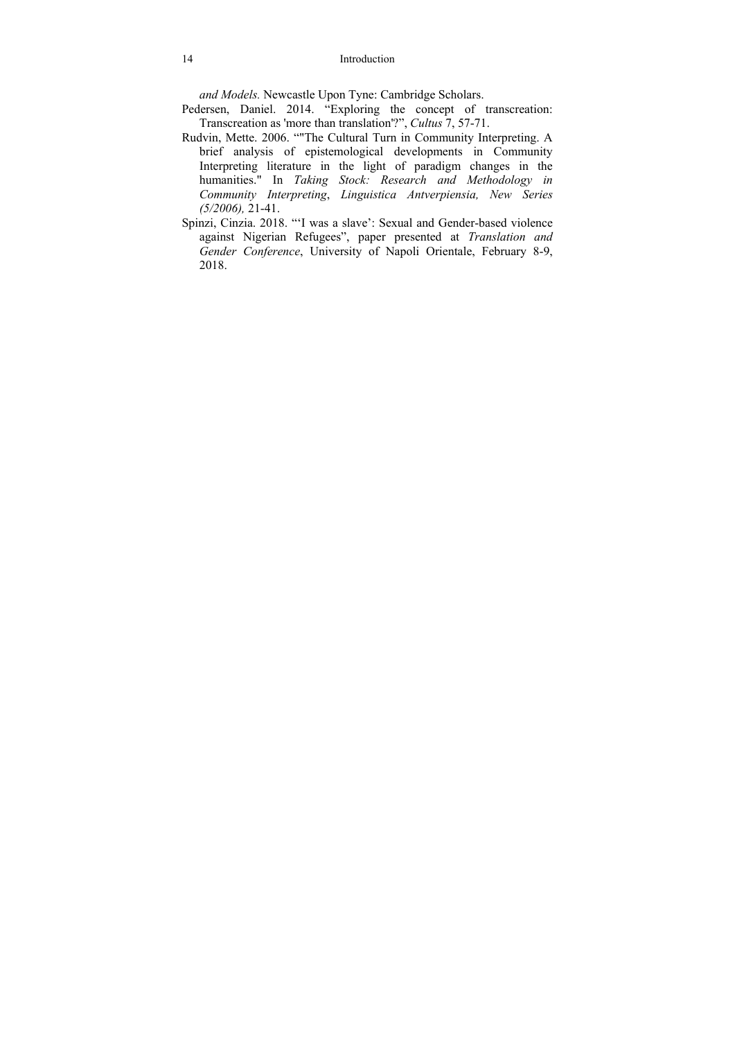*and Models.* Newcastle Upon Tyne: Cambridge Scholars.

Pedersen, Daniel. 2014. "Exploring the concept of transcreation: Transcreation as 'more than translation'?", *Cultus* 7, 57-71.

Rudvin, Mette. 2006. ""The Cultural Turn in Community Interpreting. A brief analysis of epistemological developments in Community Interpreting literature in the light of paradigm changes in the humanities." In *Taking Stock: Research and Methodology in Community Interpreting*, *Linguistica Antverpiensia, New Series (5/2006),* 21-41.

Spinzi, Cinzia. 2018. "'I was a slave': Sexual and Gender-based violence against Nigerian Refugees", paper presented at *Translation and Gender Conference*, University of Napoli Orientale, February 8-9, 2018.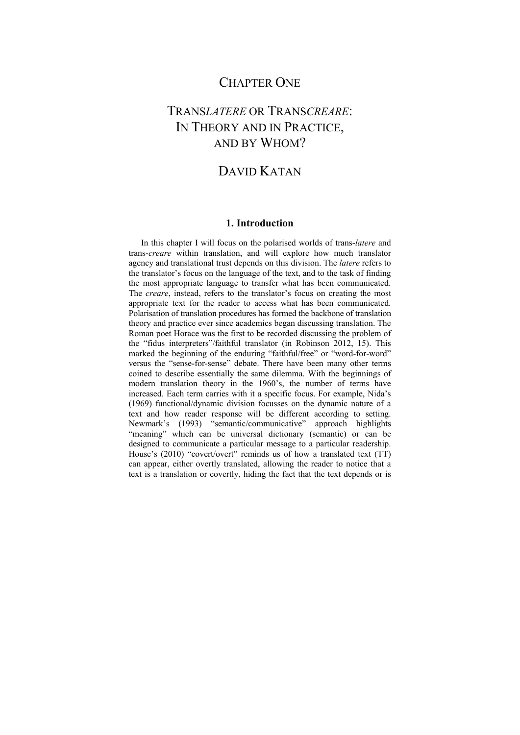# CHAPTER ONE

# TRANS*LATERE* OR TRANS*CREARE*: IN THEORY AND IN PRACTICE, AND BY WHOM?

## DAVID KATAN

### 1. Introduction

In this chapter I will focus on the polarised worlds of trans-*latere* and trans-*creare* within translation, and will explore how much translator agency and translational trust depends on this division. The *latere* refers to the translator's focus on the language of the text, and to the task of finding the most appropriate language to transfer what has been communicated. The *creare*, instead, refers to the translator's focus on creating the most appropriate text for the reader to access what has been communicated. Polarisation of translation procedures has formed the backbone of translation theory and practice ever since academics began discussing translation. The Roman poet Horace was the first to be recorded discussing the problem of the "fidus interpreters"/faithful translator (in Robinson 2012, 15). This marked the beginning of the enduring "faithful/free" or "word-for-word" versus the "sense-for-sense" debate. There have been many other terms coined to describe essentially the same dilemma. With the beginnings of modern translation theory in the 1960's, the number of terms have increased. Each term carries with it a specific focus. For example, Nida's (1969) functional/dynamic division focusses on the dynamic nature of a text and how reader response will be different according to setting. Newmark's (1993) "semantic/communicative" approach highlights "meaning" which can be universal dictionary (semantic) or can be designed to communicate a particular message to a particular readership. House's (2010) "covert/overt" reminds us of how a translated text (TT) can appear, either overtly translated, allowing the reader to notice that a text is a translation or covertly, hiding the fact that the text depends or is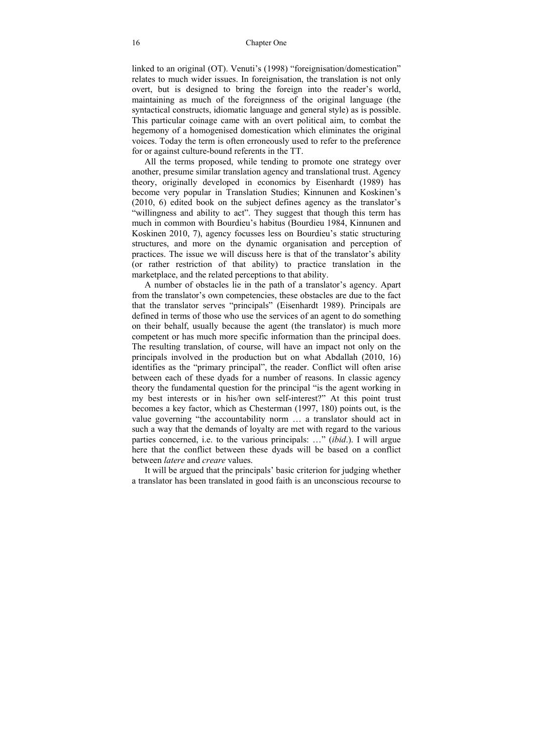linked to an original (OT). Venuti's (1998) "foreignisation/domestication" relates to much wider issues. In foreignisation, the translation is not only overt, but is designed to bring the foreign into the reader's world, maintaining as much of the foreignness of the original language (the syntactical constructs, idiomatic language and general style) as is possible. This particular coinage came with an overt political aim, to combat the hegemony of a homogenised domestication which eliminates the original voices. Today the term is often erroneously used to refer to the preference for or against culture-bound referents in the TT.

All the terms proposed, while tending to promote one strategy over another, presume similar translation agency and translational trust. Agency theory, originally developed in economics by Eisenhardt (1989) has become very popular in Translation Studies; Kinnunen and Koskinen's (2010, 6) edited book on the subject defines agency as the translator's "willingness and ability to act". They suggest that though this term has much in common with Bourdieu's habitus (Bourdieu 1984, Kinnunen and Koskinen 2010, 7), agency focusses less on Bourdieu's static structuring structures, and more on the dynamic organisation and perception of practices. The issue we will discuss here is that of the translator's ability (or rather restriction of that ability) to practice translation in the marketplace, and the related perceptions to that ability.

A number of obstacles lie in the path of a translator's agency. Apart from the translator's own competencies, these obstacles are due to the fact that the translator serves "principals" (Eisenhardt 1989). Principals are defined in terms of those who use the services of an agent to do something on their behalf, usually because the agent (the translator) is much more competent or has much more specific information than the principal does. The resulting translation, of course, will have an impact not only on the principals involved in the production but on what Abdallah (2010, 16) identifies as the "primary principal", the reader. Conflict will often arise between each of these dyads for a number of reasons. In classic agency theory the fundamental question for the principal "is the agent working in my best interests or in his/her own self-interest?" At this point trust becomes a key factor, which as Chesterman (1997, 180) points out, is the value governing "the accountability norm … a translator should act in such a way that the demands of loyalty are met with regard to the various parties concerned, i.e. to the various principals: …" (*ibid*.). I will argue here that the conflict between these dyads will be based on a conflict between *latere* and *creare* values.

It will be argued that the principals' basic criterion for judging whether a translator has been translated in good faith is an unconscious recourse to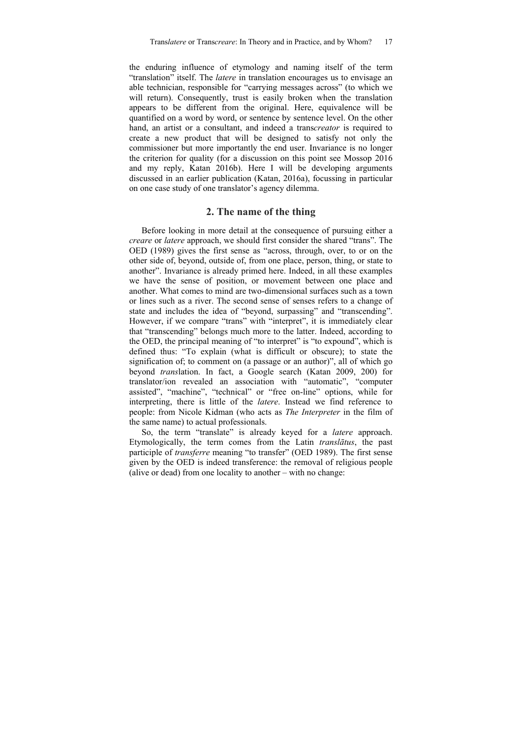the enduring influence of etymology and naming itself of the term "translation" itself. The *latere* in translation encourages us to envisage an able technician, responsible for "carrying messages across" (to which we will return). Consequently, trust is easily broken when the translation appears to be different from the original. Here, equivalence will be quantified on a word by word, or sentence by sentence level. On the other hand, an artist or a consultant, and indeed a trans*creator* is required to create a new product that will be designed to satisfy not only the commissioner but more importantly the end user. Invariance is no longer the criterion for quality (for a discussion on this point see Mossop 2016 and my reply, Katan 2016b). Here I will be developing arguments discussed in an earlier publication (Katan, 2016a), focussing in particular on one case study of one translator's agency dilemma.

## 2. The name of the thing

Before looking in more detail at the consequence of pursuing either a *creare* or *latere* approach, we should first consider the shared "trans". The OED (1989) gives the first sense as "across, through, over, to or on the other side of, beyond, outside of, from one place, person, thing, or state to another". Invariance is already primed here. Indeed, in all these examples we have the sense of position, or movement between one place and another. What comes to mind are two-dimensional surfaces such as a town or lines such as a river. The second sense of senses refers to a change of state and includes the idea of "beyond, surpassing" and "transcending". However, if we compare "trans" with "interpret", it is immediately clear that "transcending" belongs much more to the latter. Indeed, according to the OED, the principal meaning of "to interpret" is "to expound", which is defined thus: "To explain (what is difficult or obscure); to state the signification of; to comment on (a passage or an author)", all of which go beyond *trans*lation. In fact, a Google search (Katan 2009, 200) for translator/ion revealed an association with "automatic", "computer assisted", "machine", "technical" or "free on-line" options, while for interpreting, there is little of the *latere*. Instead we find reference to people: from Nicole Kidman (who acts as *The Interpreter* in the film of the same name) to actual professionals.

So, the term "translate" is already keyed for a *latere* approach. Etymologically, the term comes from the Latin *translātus*, the past participle of *transferre* meaning "to transfer" (OED 1989). The first sense given by the OED is indeed transference: the removal of religious people (alive or dead) from one locality to another – with no change: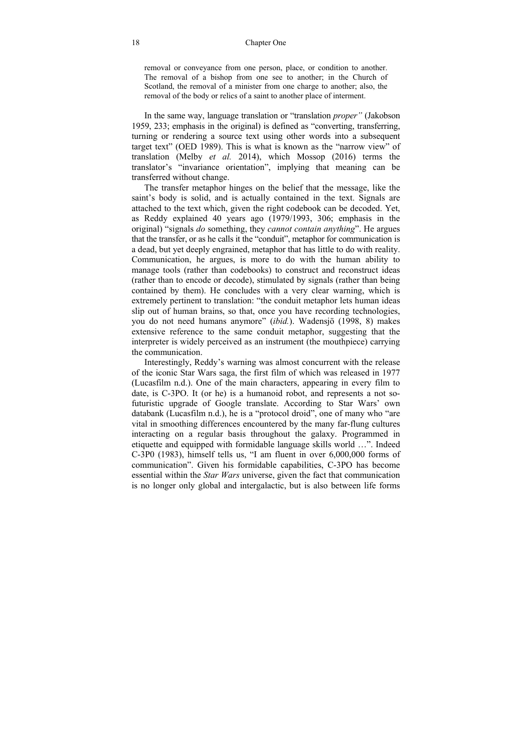> removal or conveyance from one person, place, or condition to another. The removal of a bishop from one see to another; in the Church of Scotland, the removal of a minister from one charge to another; also, the removal of the body or relics of a saint to another place of interment.

In the same way, language translation or "translation *proper"* (Jakobson 1959, 233; emphasis in the original) is defined as "converting, transferring, turning or rendering a source text using other words into a subsequent target text" (OED 1989). This is what is known as the "narrow view" of translation (Melby *et al.* 2014), which Mossop (2016) terms the translator's "invariance orientation", implying that meaning can be transferred without change.

The transfer metaphor hinges on the belief that the message, like the saint's body is solid, and is actually contained in the text. Signals are attached to the text which, given the right codebook can be decoded. Yet, as Reddy explained 40 years ago (1979/1993, 306; emphasis in the original) "signals *do* something, they *cannot contain anything*". He argues that the transfer, or as he calls it the "conduit", metaphor for communication is a dead, but yet deeply engrained, metaphor that has little to do with reality. Communication, he argues, is more to do with the human ability to manage tools (rather than codebooks) to construct and reconstruct ideas (rather than to encode or decode), stimulated by signals (rather than being contained by them). He concludes with a very clear warning, which is extremely pertinent to translation: "the conduit metaphor lets human ideas slip out of human brains, so that, once you have recording technologies, you do not need humans anymore" (*ibid.*). Wadensjö (1998, 8) makes extensive reference to the same conduit metaphor, suggesting that the interpreter is widely perceived as an instrument (the mouthpiece) carrying the communication.

Interestingly, Reddy's warning was almost concurrent with the release of the iconic Star Wars saga, the first film of which was released in 1977 (Lucasfilm n.d.). One of the main characters, appearing in every film to date, is C-3PO. It (or he) is a humanoid robot, and represents a not so-futuristic upgrade of Google translate. According to Star Wars' own databank (Lucasfilm n.d.), he is a "protocol droid", one of many who "are vital in smoothing differences encountered by the many far-flung cultures interacting on a regular basis throughout the galaxy. Programmed in etiquette and equipped with formidable language skills world …". Indeed C-3P0 (1983), himself tells us, "I am fluent in over 6,000,000 forms of communication". Given his formidable capabilities, C-3PO has become essential within the *Star Wars* universe, given the fact that communication is no longer only global and intergalactic, but is also between life forms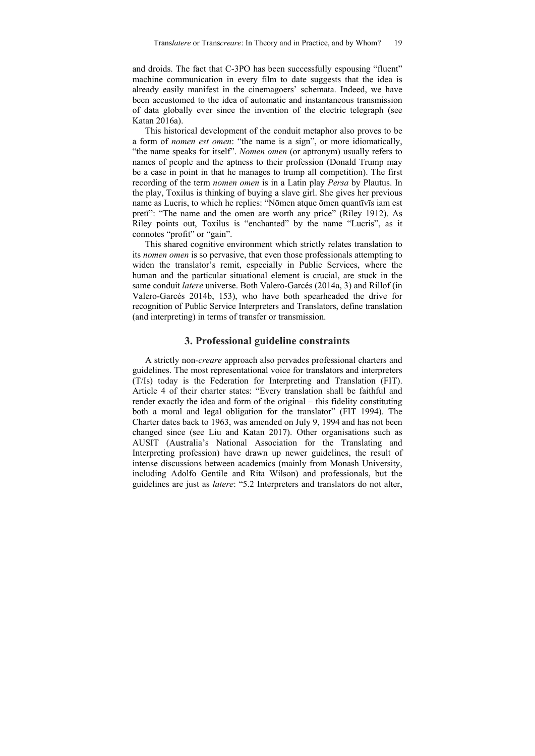and droids. The fact that C-3PO has been successfully espousing “fluent” machine communication in every film to date suggests that the idea is already easily manifest in the cinemagoers’ schemata. Indeed, we have been accustomed to the idea of automatic and instantaneous transmission of data globally ever since the invention of the electric telegraph (see Katan 2016a).

This historical development of the conduit metaphor also proves to be a form of *nomen est omen*: “the name is a sign”, or more idiomatically, “the name speaks for itself”. *Nomen omen* (or aptronym) usually refers to names of people and the aptness to their profession (Donald Trump may be a case in point in that he manages to trump all competition). The first recording of the term *nomen omen* is in a Latin play *Persa* by Plautus. In the play, Toxilus is thinking of buying a slave girl. She gives her previous name as Lucris, to which he replies: “Nōmen atque ōmen quantīvīs iam est pretī”: “The name and the omen are worth any price” (Riley 1912). As Riley points out, Toxilus is “enchanted” by the name “Lucris”, as it connotes “profit” or “gain”.

This shared cognitive environment which strictly relates translation to its *nomen omen* is so pervasive, that even those professionals attempting to widen the translator’s remit, especially in Public Services, where the human and the particular situational element is crucial, are stuck in the same conduit *latere* universe. Both Valero-Garcés (2014a, 3) and Rillof (in Valero-Garcés 2014b, 153), who have both spearheaded the drive for recognition of Public Service Interpreters and Translators, define translation (and interpreting) in terms of transfer or transmission.

## 3. Professional guideline constraints

A strictly non-*creare* approach also pervades professional charters and guidelines. The most representational voice for translators and interpreters (T/Is) today is the Federation for Interpreting and Translation (FIT). Article 4 of their charter states: “Every translation shall be faithful and render exactly the idea and form of the original – this fidelity constituting both a moral and legal obligation for the translator” (FIT 1994). The Charter dates back to 1963, was amended on July 9, 1994 and has not been changed since (see Liu and Katan 2017). Other organisations such as AUSIT (Australia’s National Association for the Translating and Interpreting profession) have drawn up newer guidelines, the result of intense discussions between academics (mainly from Monash University, including Adolfo Gentile and Rita Wilson) and professionals, but the guidelines are just as *latere*: “5.2 Interpreters and translators do not alter,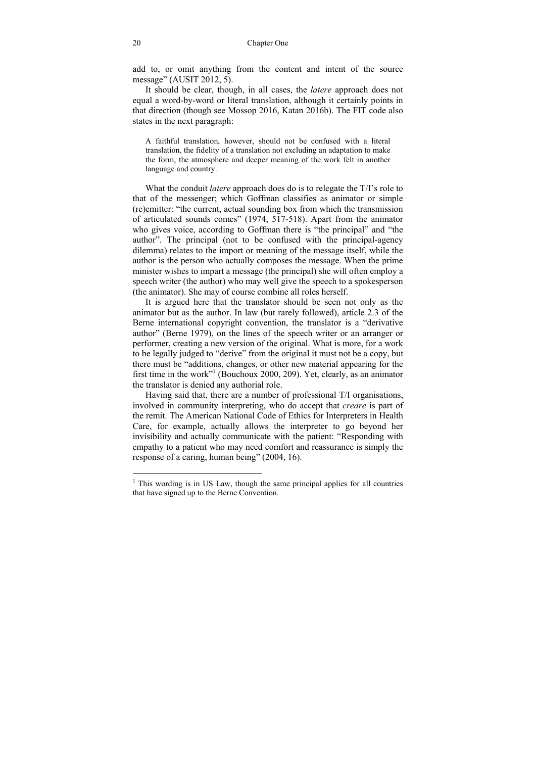add to, or omit anything from the content and intent of the source message" (AUSIT 2012, 5).

It should be clear, though, in all cases, the *latere* approach does not equal a word-by-word or literal translation, although it certainly points in that direction (though see Mossop 2016, Katan 2016b). The FIT code also states in the next paragraph:

> A faithful translation, however, should not be confused with a literal translation, the fidelity of a translation not excluding an adaptation to make the form, the atmosphere and deeper meaning of the work felt in another language and country.

What the conduit *latere* approach does do is to relegate the T/I's role to that of the messenger; which Goffman classifies as animator or simple (re)emitter: "the current, actual sounding box from which the transmission of articulated sounds comes" (1974, 517-518). Apart from the animator who gives voice, according to Goffman there is "the principal" and "the author". The principal (not to be confused with the principal-agency dilemma) relates to the import or meaning of the message itself, while the author is the person who actually composes the message. When the prime minister wishes to impart a message (the principal) she will often employ a speech writer (the author) who may well give the speech to a spokesperson (the animator). She may of course combine all roles herself.

It is argued here that the translator should be seen not only as the animator but as the author. In law (but rarely followed), article 2.3 of the Berne international copyright convention, the translator is a "derivative author" (Berne 1979), on the lines of the speech writer or an arranger or performer, creating a new version of the original. What is more, for a work to be legally judged to "derive" from the original it must not be a copy, but there must be "additions, changes, or other new material appearing for the first time in the work"[1] (Bouchoux 2000, 209). Yet, clearly, as an animator the translator is denied any authorial role.

Having said that, there are a number of professional T/I organisations, involved in community interpreting, who do accept that *creare* is part of the remit. The American National Code of Ethics for Interpreters in Health Care, for example, actually allows the interpreter to go beyond her invisibility and actually communicate with the patient: "Responding with empathy to a patient who may need comfort and reassurance is simply the response of a caring, human being" (2004, 16).

---

[1] This wording is in US Law, though the same principal applies for all countries that have signed up to the Berne Convention.